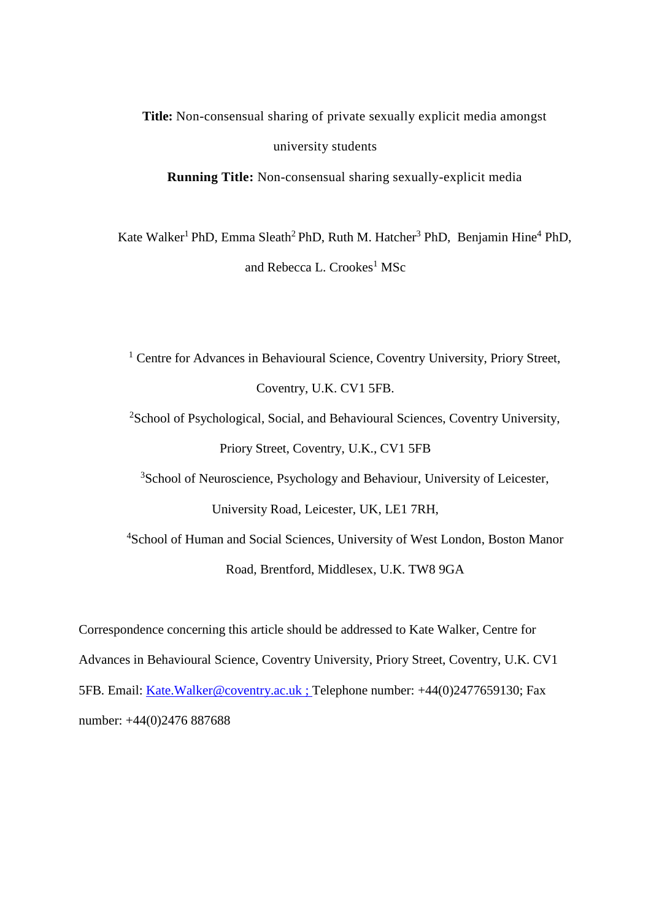**Title:** Non-consensual sharing of private sexually explicit media amongst university students

**Running Title:** Non-consensual sharing sexually-explicit media

Kate Walker[1] PhD, Emma Sleath[2] PhD, Ruth M. Hatcher[3] PhD, Benjamin Hine[4] PhD, and Rebecca L. Crookes[1] MSc

[1] Centre for Advances in Behavioural Science, Coventry University, Priory Street, Coventry, U.K. CV1 5FB.

[2]School of Psychological, Social, and Behavioural Sciences, Coventry University, Priory Street, Coventry, U.K., CV1 5FB

[3]School of Neuroscience, Psychology and Behaviour, University of Leicester, University Road, Leicester, UK, LE1 7RH,

[4]School of Human and Social Sciences, University of West London, Boston Manor Road, Brentford, Middlesex, U.K. TW8 9GA

Correspondence concerning this article should be addressed to Kate Walker, Centre for Advances in Behavioural Science, Coventry University, Priory Street, Coventry, U.K. CV1 5FB. Email: Kate.Walker@coventry.ac.uk ; Telephone number: +44(0)2477659130; Fax number: +44(0)2476 887688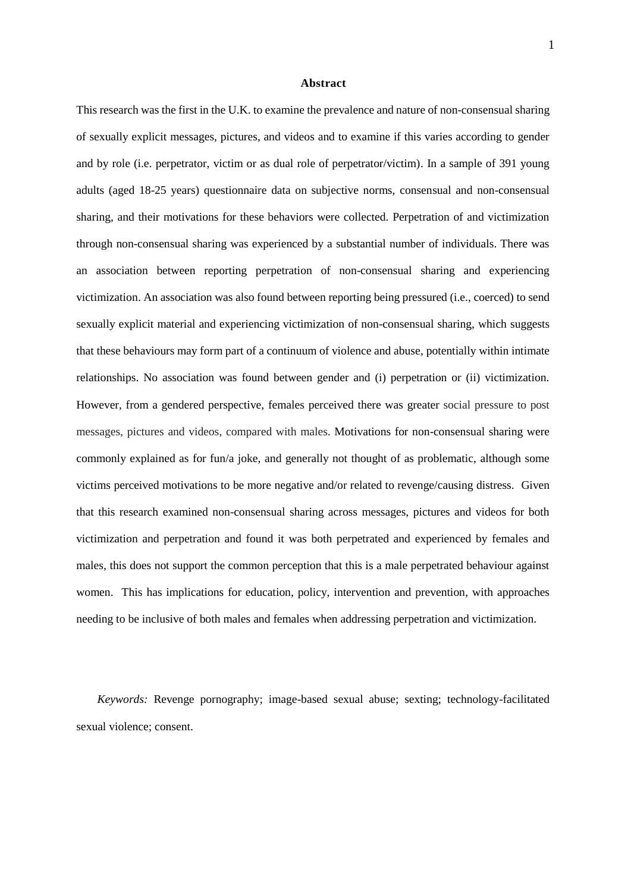## Abstract

This research was the first in the U.K. to examine the prevalence and nature of non-consensual sharing of sexually explicit messages, pictures, and videos and to examine if this varies according to gender and by role (i.e. perpetrator, victim or as dual role of perpetrator/victim). In a sample of 391 young adults (aged 18-25 years) questionnaire data on subjective norms, consensual and non-consensual sharing, and their motivations for these behaviors were collected. Perpetration of and victimization through non-consensual sharing was experienced by a substantial number of individuals. There was an association between reporting perpetration of non-consensual sharing and experiencing victimization. An association was also found between reporting being pressured (i.e., coerced) to send sexually explicit material and experiencing victimization of non-consensual sharing, which suggests that these behaviours may form part of a continuum of violence and abuse, potentially within intimate relationships. No association was found between gender and (i) perpetration or (ii) victimization. However, from a gendered perspective, females perceived there was greater social pressure to post messages, pictures and videos, compared with males. Motivations for non-consensual sharing were commonly explained as for fun/a joke, and generally not thought of as problematic, although some victims perceived motivations to be more negative and/or related to revenge/causing distress. Given that this research examined non-consensual sharing across messages, pictures and videos for both victimization and perpetration and found it was both perpetrated and experienced by females and males, this does not support the common perception that this is a male perpetrated behaviour against women. This has implications for education, policy, intervention and prevention, with approaches needing to be inclusive of both males and females when addressing perpetration and victimization.

*Keywords:* Revenge pornography; image-based sexual abuse; sexting; technology-facilitated sexual violence; consent.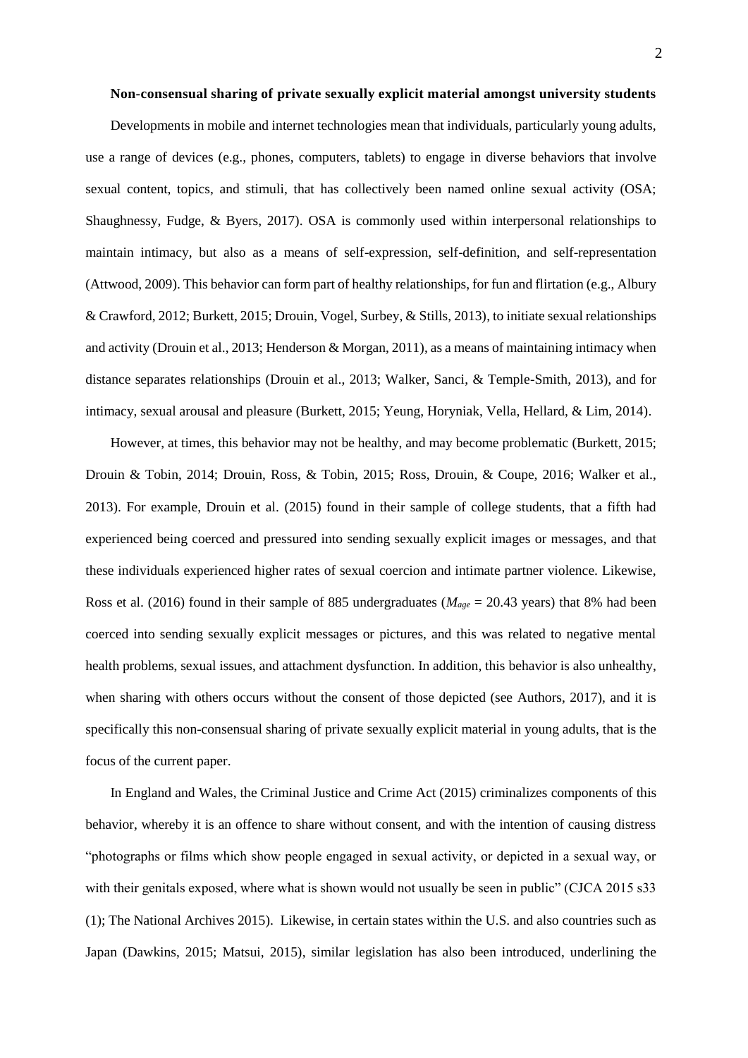**Non-consensual sharing of private sexually explicit material amongst university students**

Developments in mobile and internet technologies mean that individuals, particularly young adults, use a range of devices (e.g., phones, computers, tablets) to engage in diverse behaviors that involve sexual content, topics, and stimuli, that has collectively been named online sexual activity (OSA; Shaughnessy, Fudge, & Byers, 2017). OSA is commonly used within interpersonal relationships to maintain intimacy, but also as a means of self-expression, self-definition, and self-representation (Attwood, 2009). This behavior can form part of healthy relationships, for fun and flirtation (e.g., Albury & Crawford, 2012; Burkett, 2015; Drouin, Vogel, Surbey, & Stills, 2013), to initiate sexual relationships and activity (Drouin et al., 2013; Henderson & Morgan, 2011), as a means of maintaining intimacy when distance separates relationships (Drouin et al., 2013; Walker, Sanci, & Temple-Smith, 2013), and for intimacy, sexual arousal and pleasure (Burkett, 2015; Yeung, Horyniak, Vella, Hellard, & Lim, 2014).

However, at times, this behavior may not be healthy, and may become problematic (Burkett, 2015; Drouin & Tobin, 2014; Drouin, Ross, & Tobin, 2015; Ross, Drouin, & Coupe, 2016; Walker et al., 2013). For example, Drouin et al. (2015) found in their sample of college students, that a fifth had experienced being coerced and pressured into sending sexually explicit images or messages, and that these individuals experienced higher rates of sexual coercion and intimate partner violence. Likewise, Ross et al. (2016) found in their sample of 885 undergraduates ($M_{age}$ = 20.43 years) that 8% had been coerced into sending sexually explicit messages or pictures, and this was related to negative mental health problems, sexual issues, and attachment dysfunction. In addition, this behavior is also unhealthy, when sharing with others occurs without the consent of those depicted (see Authors, 2017), and it is specifically this non-consensual sharing of private sexually explicit material in young adults, that is the focus of the current paper.

In England and Wales, the Criminal Justice and Crime Act (2015) criminalizes components of this behavior, whereby it is an offence to share without consent, and with the intention of causing distress "photographs or films which show people engaged in sexual activity, or depicted in a sexual way, or with their genitals exposed, where what is shown would not usually be seen in public" (CJCA 2015 s33 (1); The National Archives 2015). Likewise, in certain states within the U.S. and also countries such as Japan (Dawkins, 2015; Matsui, 2015), similar legislation has also been introduced, underlining the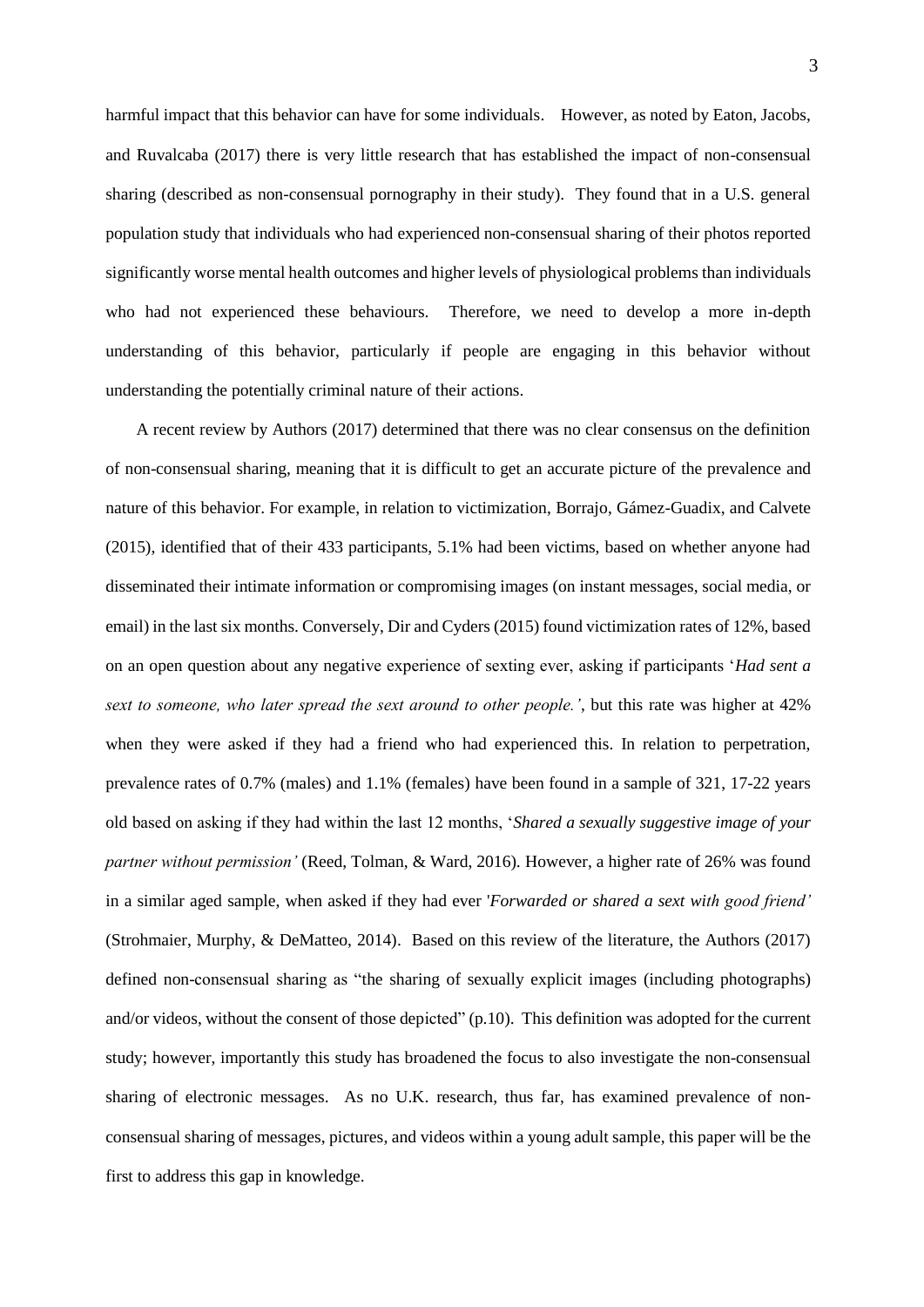harmful impact that this behavior can have for some individuals. However, as noted by Eaton, Jacobs, and Ruvalcaba (2017) there is very little research that has established the impact of non-consensual sharing (described as non-consensual pornography in their study). They found that in a U.S. general population study that individuals who had experienced non-consensual sharing of their photos reported significantly worse mental health outcomes and higher levels of physiological problems than individuals who had not experienced these behaviours. Therefore, we need to develop a more in-depth understanding of this behavior, particularly if people are engaging in this behavior without understanding the potentially criminal nature of their actions.

A recent review by Authors (2017) determined that there was no clear consensus on the definition of non-consensual sharing, meaning that it is difficult to get an accurate picture of the prevalence and nature of this behavior. For example, in relation to victimization, Borrajo, Gámez-Guadix, and Calvete (2015), identified that of their 433 participants, 5.1% had been victims, based on whether anyone had disseminated their intimate information or compromising images (on instant messages, social media, or email) in the last six months. Conversely, Dir and Cyders (2015) found victimization rates of 12%, based on an open question about any negative experience of sexting ever, asking if participants '*Had sent a sext to someone, who later spread the sext around to other people.*', but this rate was higher at 42% when they were asked if they had a friend who had experienced this. In relation to perpetration, prevalence rates of 0.7% (males) and 1.1% (females) have been found in a sample of 321, 17-22 years old based on asking if they had within the last 12 months, '*Shared a sexually suggestive image of your partner without permission'* (Reed, Tolman, & Ward, 2016). However, a higher rate of 26% was found in a similar aged sample, when asked if they had ever '*Forwarded or shared a sext with good friend'* (Strohmaier, Murphy, & DeMatteo, 2014). Based on this review of the literature, the Authors (2017) defined non-consensual sharing as "the sharing of sexually explicit images (including photographs) and/or videos, without the consent of those depicted" (p.10). This definition was adopted for the current study; however, importantly this study has broadened the focus to also investigate the non-consensual sharing of electronic messages. As no U.K. research, thus far, has examined prevalence of non-consensual sharing of messages, pictures, and videos within a young adult sample, this paper will be the first to address this gap in knowledge.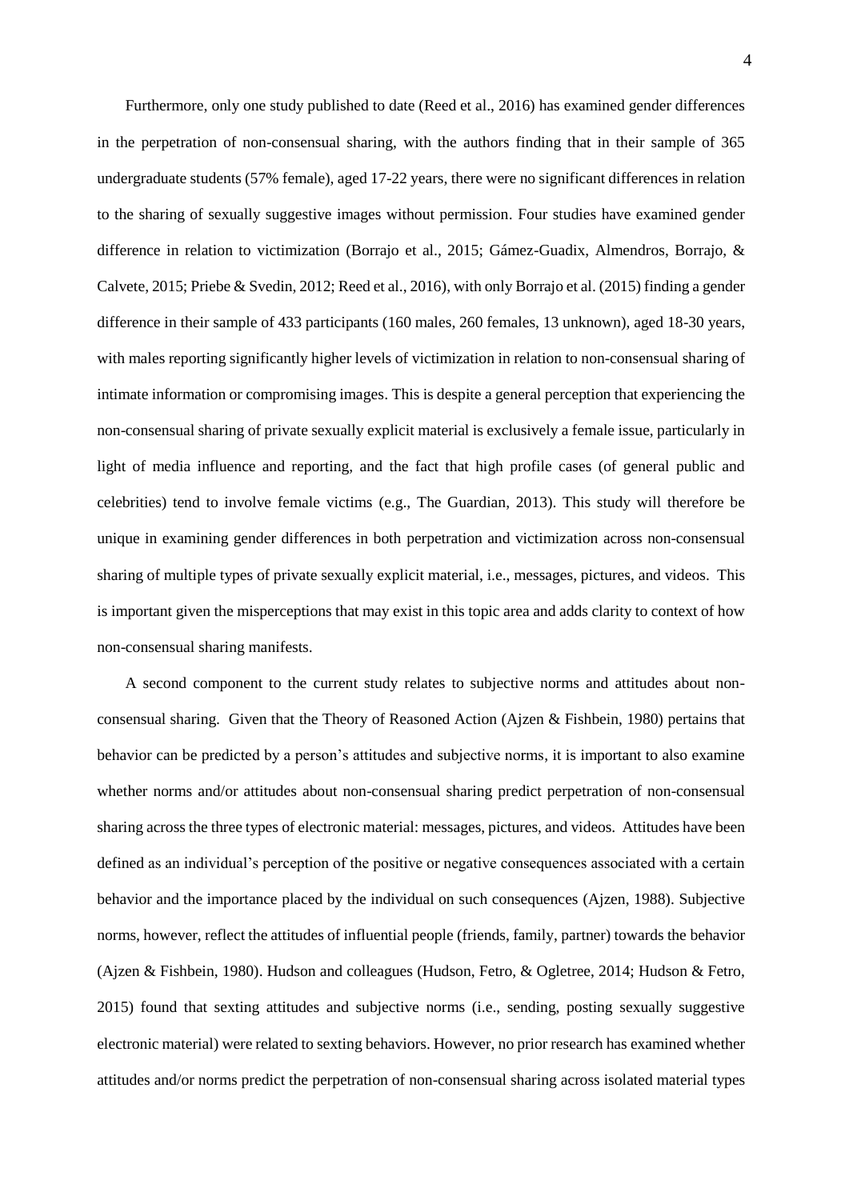Furthermore, only one study published to date (Reed et al., 2016) has examined gender differences in the perpetration of non-consensual sharing, with the authors finding that in their sample of 365 undergraduate students (57% female), aged 17-22 years, there were no significant differences in relation to the sharing of sexually suggestive images without permission. Four studies have examined gender difference in relation to victimization (Borrajo et al., 2015; Gámez-Guadix, Almendros, Borrajo, & Calvete, 2015; Priebe & Svedin, 2012; Reed et al., 2016), with only Borrajo et al. (2015) finding a gender difference in their sample of 433 participants (160 males, 260 females, 13 unknown), aged 18-30 years, with males reporting significantly higher levels of victimization in relation to non-consensual sharing of intimate information or compromising images. This is despite a general perception that experiencing the non-consensual sharing of private sexually explicit material is exclusively a female issue, particularly in light of media influence and reporting, and the fact that high profile cases (of general public and celebrities) tend to involve female victims (e.g., The Guardian, 2013). This study will therefore be unique in examining gender differences in both perpetration and victimization across non-consensual sharing of multiple types of private sexually explicit material, i.e., messages, pictures, and videos. This is important given the misperceptions that may exist in this topic area and adds clarity to context of how non-consensual sharing manifests.

A second component to the current study relates to subjective norms and attitudes about non-consensual sharing. Given that the Theory of Reasoned Action (Ajzen & Fishbein, 1980) pertains that behavior can be predicted by a person's attitudes and subjective norms, it is important to also examine whether norms and/or attitudes about non-consensual sharing predict perpetration of non-consensual sharing across the three types of electronic material: messages, pictures, and videos. Attitudes have been defined as an individual's perception of the positive or negative consequences associated with a certain behavior and the importance placed by the individual on such consequences (Ajzen, 1988). Subjective norms, however, reflect the attitudes of influential people (friends, family, partner) towards the behavior (Ajzen & Fishbein, 1980). Hudson and colleagues (Hudson, Fetro, & Ogletree, 2014; Hudson & Fetro, 2015) found that sexting attitudes and subjective norms (i.e., sending, posting sexually suggestive electronic material) were related to sexting behaviors. However, no prior research has examined whether attitudes and/or norms predict the perpetration of non-consensual sharing across isolated material types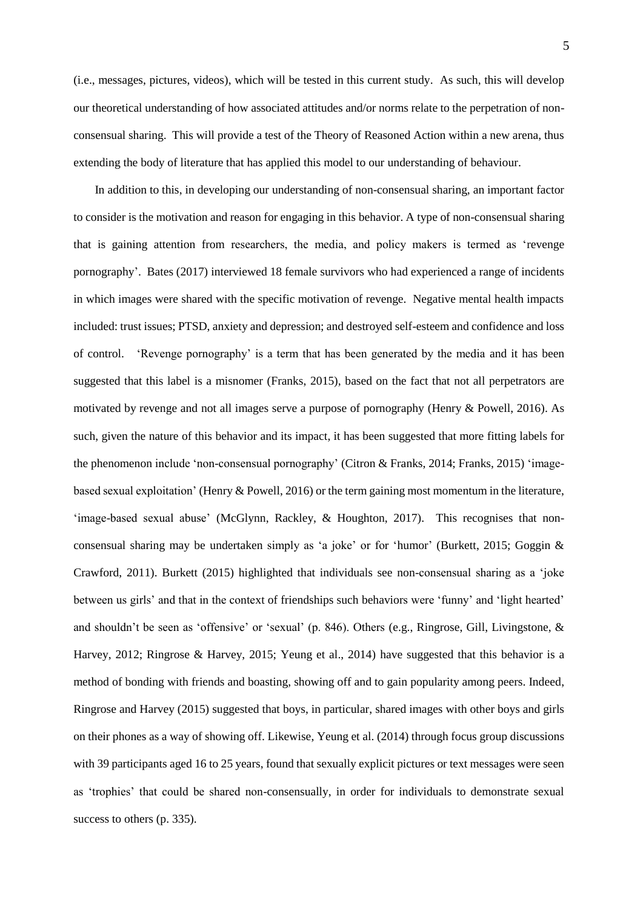(i.e., messages, pictures, videos), which will be tested in this current study. As such, this will develop our theoretical understanding of how associated attitudes and/or norms relate to the perpetration of non-consensual sharing. This will provide a test of the Theory of Reasoned Action within a new arena, thus extending the body of literature that has applied this model to our understanding of behaviour.

In addition to this, in developing our understanding of non-consensual sharing, an important factor to consider is the motivation and reason for engaging in this behavior. A type of non-consensual sharing that is gaining attention from researchers, the media, and policy makers is termed as 'revenge pornography'. Bates (2017) interviewed 18 female survivors who had experienced a range of incidents in which images were shared with the specific motivation of revenge. Negative mental health impacts included: trust issues; PTSD, anxiety and depression; and destroyed self-esteem and confidence and loss of control. 'Revenge pornography' is a term that has been generated by the media and it has been suggested that this label is a misnomer (Franks, 2015), based on the fact that not all perpetrators are motivated by revenge and not all images serve a purpose of pornography (Henry & Powell, 2016). As such, given the nature of this behavior and its impact, it has been suggested that more fitting labels for the phenomenon include 'non-consensual pornography' (Citron & Franks, 2014; Franks, 2015) 'image-based sexual exploitation' (Henry & Powell, 2016) or the term gaining most momentum in the literature, 'image-based sexual abuse' (McGlynn, Rackley, & Houghton, 2017). This recognises that non-consensual sharing may be undertaken simply as 'a joke' or for 'humor' (Burkett, 2015; Goggin & Crawford, 2011). Burkett (2015) highlighted that individuals see non-consensual sharing as a 'joke between us girls' and that in the context of friendships such behaviors were 'funny' and 'light hearted' and shouldn't be seen as 'offensive' or 'sexual' (p. 846). Others (e.g., Ringrose, Gill, Livingstone, & Harvey, 2012; Ringrose & Harvey, 2015; Yeung et al., 2014) have suggested that this behavior is a method of bonding with friends and boasting, showing off and to gain popularity among peers. Indeed, Ringrose and Harvey (2015) suggested that boys, in particular, shared images with other boys and girls on their phones as a way of showing off. Likewise, Yeung et al. (2014) through focus group discussions with 39 participants aged 16 to 25 years, found that sexually explicit pictures or text messages were seen as 'trophies' that could be shared non-consensually, in order for individuals to demonstrate sexual success to others (p. 335).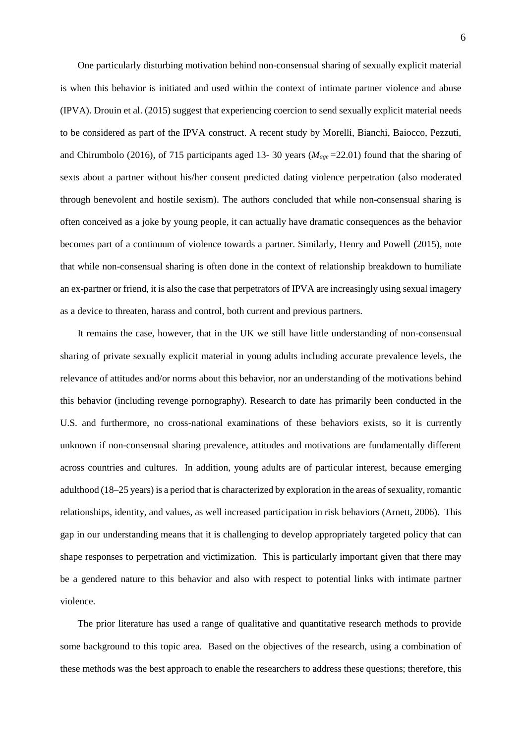One particularly disturbing motivation behind non-consensual sharing of sexually explicit material is when this behavior is initiated and used within the context of intimate partner violence and abuse (IPVA). Drouin et al. (2015) suggest that experiencing coercion to send sexually explicit material needs to be considered as part of the IPVA construct. A recent study by Morelli, Bianchi, Baiocco, Pezzuti, and Chirumbolo (2016), of 715 participants aged 13- 30 years ($M_{age}$ =22.01) found that the sharing of sexts about a partner without his/her consent predicted dating violence perpetration (also moderated through benevolent and hostile sexism). The authors concluded that while non-consensual sharing is often conceived as a joke by young people, it can actually have dramatic consequences as the behavior becomes part of a continuum of violence towards a partner. Similarly, Henry and Powell (2015), note that while non-consensual sharing is often done in the context of relationship breakdown to humiliate an ex-partner or friend, it is also the case that perpetrators of IPVA are increasingly using sexual imagery as a device to threaten, harass and control, both current and previous partners.

It remains the case, however, that in the UK we still have little understanding of non-consensual sharing of private sexually explicit material in young adults including accurate prevalence levels, the relevance of attitudes and/or norms about this behavior, nor an understanding of the motivations behind this behavior (including revenge pornography). Research to date has primarily been conducted in the U.S. and furthermore, no cross-national examinations of these behaviors exists, so it is currently unknown if non-consensual sharing prevalence, attitudes and motivations are fundamentally different across countries and cultures. In addition, young adults are of particular interest, because emerging adulthood (18–25 years) is a period that is characterized by exploration in the areas of sexuality, romantic relationships, identity, and values, as well increased participation in risk behaviors (Arnett, 2006). This gap in our understanding means that it is challenging to develop appropriately targeted policy that can shape responses to perpetration and victimization. This is particularly important given that there may be a gendered nature to this behavior and also with respect to potential links with intimate partner violence.

The prior literature has used a range of qualitative and quantitative research methods to provide some background to this topic area. Based on the objectives of the research, using a combination of these methods was the best approach to enable the researchers to address these questions; therefore, this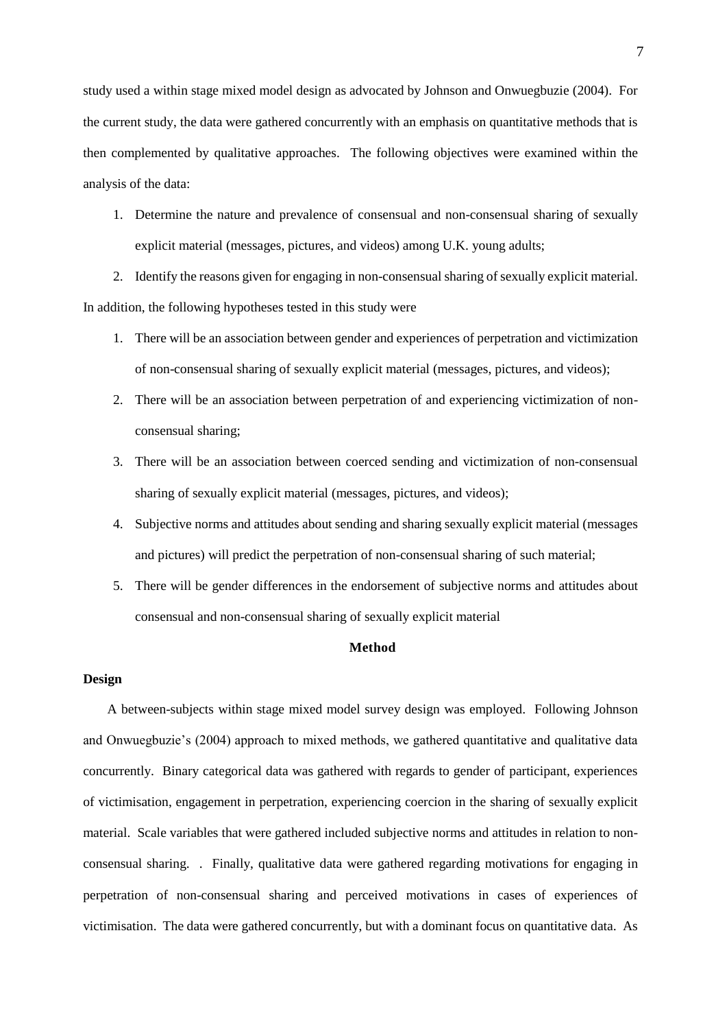study used a within stage mixed model design as advocated by Johnson and Onwuegbuzie (2004). For the current study, the data were gathered concurrently with an emphasis on quantitative methods that is then complemented by qualitative approaches. The following objectives were examined within the analysis of the data:

1. Determine the nature and prevalence of consensual and non-consensual sharing of sexually explicit material (messages, pictures, and videos) among U.K. young adults;
2. Identify the reasons given for engaging in non-consensual sharing of sexually explicit material.

In addition, the following hypotheses tested in this study were

1. There will be an association between gender and experiences of perpetration and victimization of non-consensual sharing of sexually explicit material (messages, pictures, and videos);
2. There will be an association between perpetration of and experiencing victimization of non-consensual sharing;
3. There will be an association between coerced sending and victimization of non-consensual sharing of sexually explicit material (messages, pictures, and videos);
4. Subjective norms and attitudes about sending and sharing sexually explicit material (messages and pictures) will predict the perpetration of non-consensual sharing of such material;
5. There will be gender differences in the endorsement of subjective norms and attitudes about consensual and non-consensual sharing of sexually explicit material

## Method

### Design

A between-subjects within stage mixed model survey design was employed. Following Johnson and Onwuegbuzie's (2004) approach to mixed methods, we gathered quantitative and qualitative data concurrently. Binary categorical data was gathered with regards to gender of participant, experiences of victimisation, engagement in perpetration, experiencing coercion in the sharing of sexually explicit material. Scale variables that were gathered included subjective norms and attitudes in relation to non-consensual sharing. . Finally, qualitative data were gathered regarding motivations for engaging in perpetration of non-consensual sharing and perceived motivations in cases of experiences of victimisation. The data were gathered concurrently, but with a dominant focus on quantitative data. As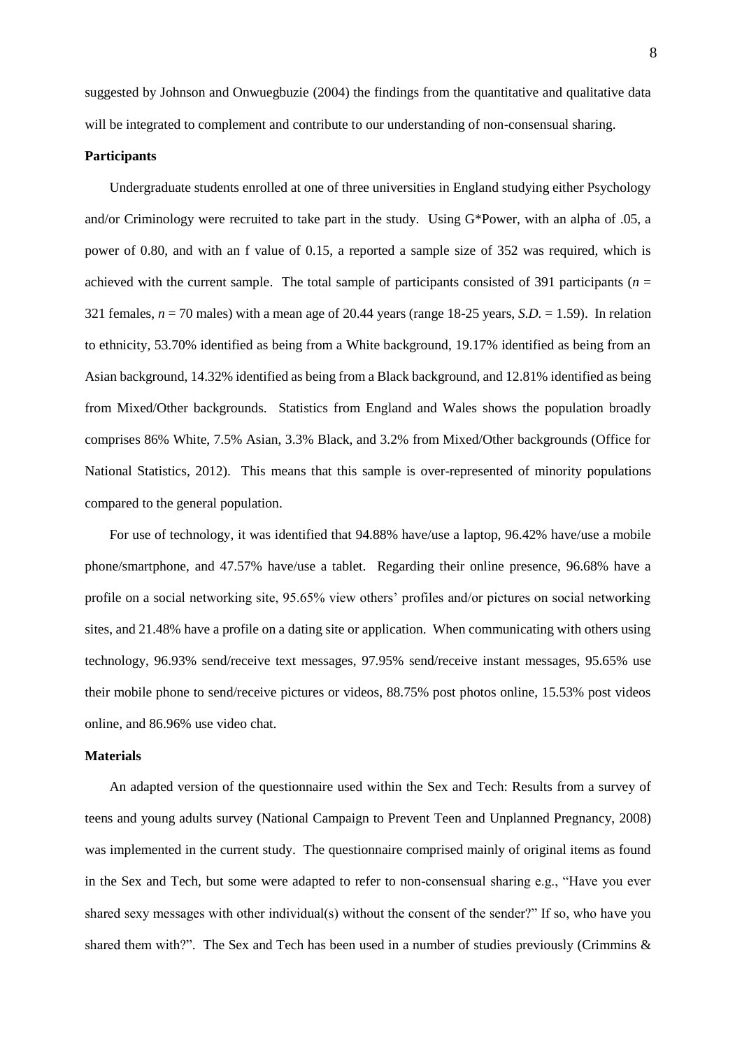suggested by Johnson and Onwuegbuzie (2004) the findings from the quantitative and qualitative data will be integrated to complement and contribute to our understanding of non-consensual sharing.

### Participants

Undergraduate students enrolled at one of three universities in England studying either Psychology and/or Criminology were recruited to take part in the study. Using G*Power, with an alpha of .05, a power of 0.80, and with an f value of 0.15, a reported a sample size of 352 was required, which is achieved with the current sample. The total sample of participants consisted of 391 participants ($n$ = 321 females, $n$ = 70 males) with a mean age of 20.44 years (range 18-25 years, *S.D.* = 1.59). In relation to ethnicity, 53.70% identified as being from a White background, 19.17% identified as being from an Asian background, 14.32% identified as being from a Black background, and 12.81% identified as being from Mixed/Other backgrounds. Statistics from England and Wales shows the population broadly comprises 86% White, 7.5% Asian, 3.3% Black, and 3.2% from Mixed/Other backgrounds (Office for National Statistics, 2012). This means that this sample is over-represented of minority populations compared to the general population.

For use of technology, it was identified that 94.88% have/use a laptop, 96.42% have/use a mobile phone/smartphone, and 47.57% have/use a tablet. Regarding their online presence, 96.68% have a profile on a social networking site, 95.65% view others' profiles and/or pictures on social networking sites, and 21.48% have a profile on a dating site or application. When communicating with others using technology, 96.93% send/receive text messages, 97.95% send/receive instant messages, 95.65% use their mobile phone to send/receive pictures or videos, 88.75% post photos online, 15.53% post videos online, and 86.96% use video chat.

### Materials

An adapted version of the questionnaire used within the Sex and Tech: Results from a survey of teens and young adults survey (National Campaign to Prevent Teen and Unplanned Pregnancy, 2008) was implemented in the current study. The questionnaire comprised mainly of original items as found in the Sex and Tech, but some were adapted to refer to non-consensual sharing e.g., "Have you ever shared sexy messages with other individual(s) without the consent of the sender?" If so, who have you shared them with?". The Sex and Tech has been used in a number of studies previously (Crimmins &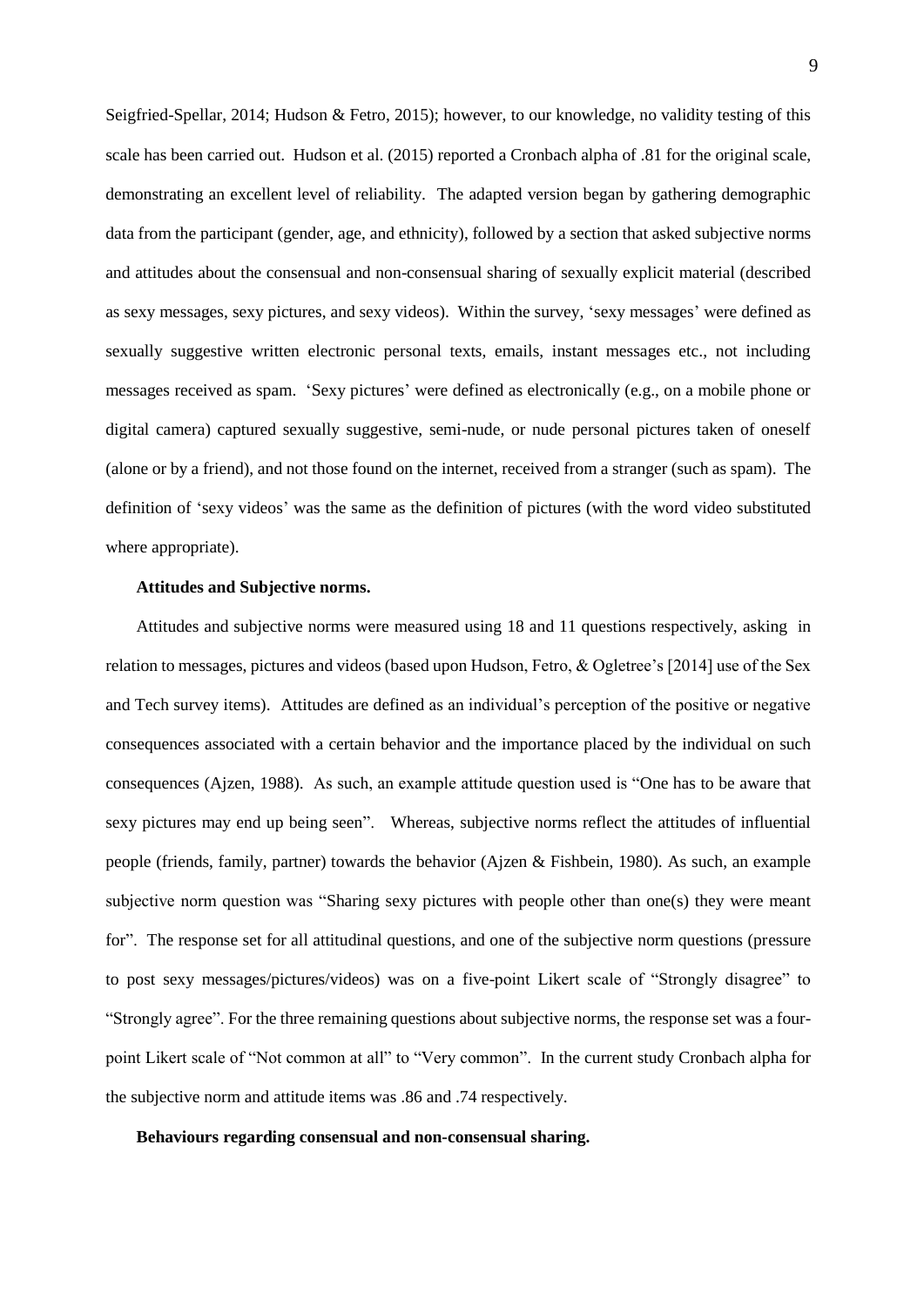Seigfried-Spellar, 2014; Hudson & Fetro, 2015); however, to our knowledge, no validity testing of this scale has been carried out. Hudson et al. (2015) reported a Cronbach alpha of .81 for the original scale, demonstrating an excellent level of reliability. The adapted version began by gathering demographic data from the participant (gender, age, and ethnicity), followed by a section that asked subjective norms and attitudes about the consensual and non-consensual sharing of sexually explicit material (described as sexy messages, sexy pictures, and sexy videos). Within the survey, 'sexy messages' were defined as sexually suggestive written electronic personal texts, emails, instant messages etc., not including messages received as spam. 'Sexy pictures' were defined as electronically (e.g., on a mobile phone or digital camera) captured sexually suggestive, semi-nude, or nude personal pictures taken of oneself (alone or by a friend), and not those found on the internet, received from a stranger (such as spam). The definition of 'sexy videos' was the same as the definition of pictures (with the word video substituted where appropriate).

**Attitudes and Subjective norms.**

Attitudes and subjective norms were measured using 18 and 11 questions respectively, asking in relation to messages, pictures and videos (based upon Hudson, Fetro, & Ogletree's [2014] use of the Sex and Tech survey items). Attitudes are defined as an individual's perception of the positive or negative consequences associated with a certain behavior and the importance placed by the individual on such consequences (Ajzen, 1988). As such, an example attitude question used is "One has to be aware that sexy pictures may end up being seen". Whereas, subjective norms reflect the attitudes of influential people (friends, family, partner) towards the behavior (Ajzen & Fishbein, 1980). As such, an example subjective norm question was "Sharing sexy pictures with people other than one(s) they were meant for". The response set for all attitudinal questions, and one of the subjective norm questions (pressure to post sexy messages/pictures/videos) was on a five-point Likert scale of "Strongly disagree" to "Strongly agree". For the three remaining questions about subjective norms, the response set was a four-point Likert scale of "Not common at all" to "Very common". In the current study Cronbach alpha for the subjective norm and attitude items was .86 and .74 respectively.

**Behaviours regarding consensual and non-consensual sharing.**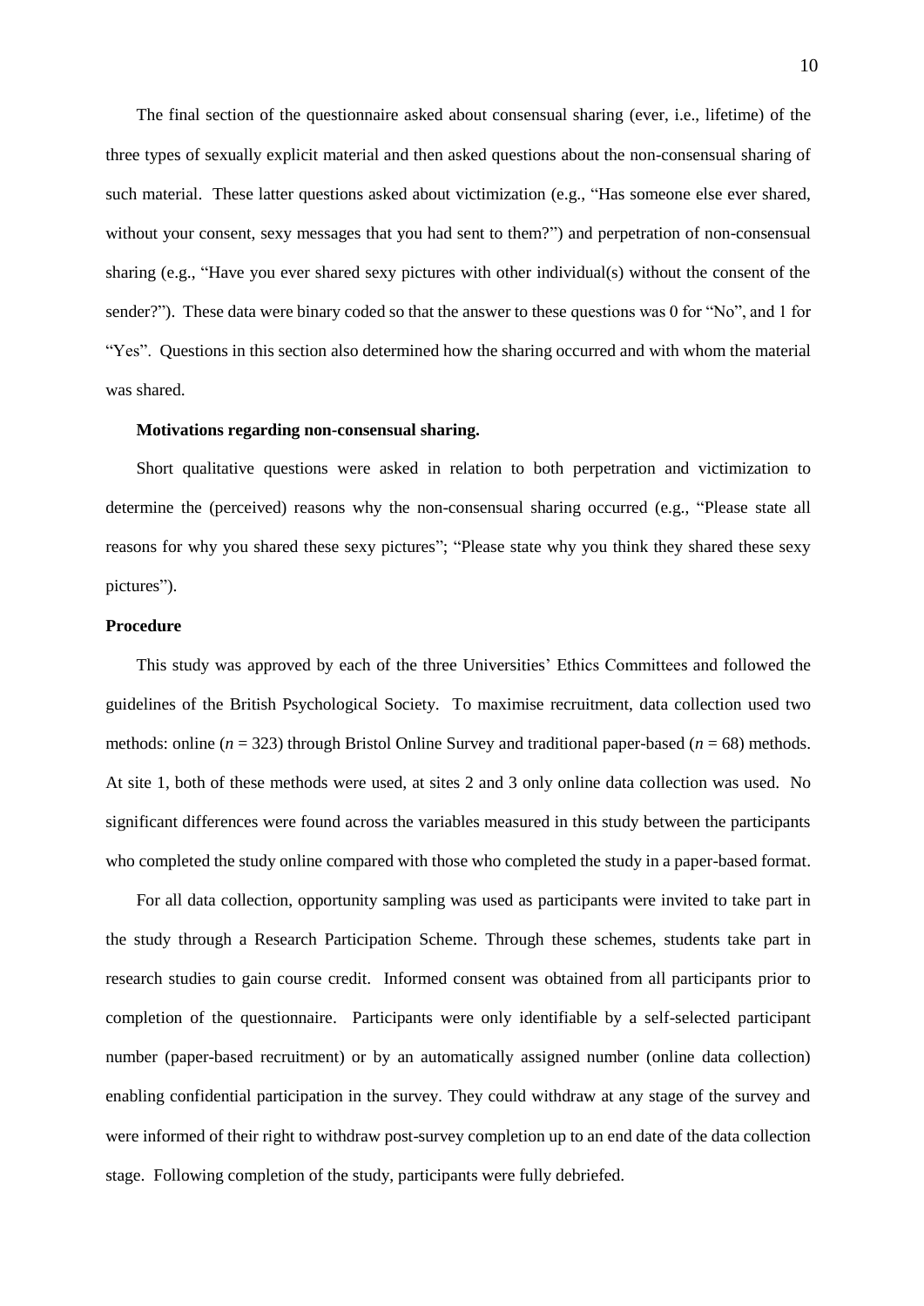The final section of the questionnaire asked about consensual sharing (ever, i.e., lifetime) of the three types of sexually explicit material and then asked questions about the non-consensual sharing of such material. These latter questions asked about victimization (e.g., "Has someone else ever shared, without your consent, sexy messages that you had sent to them?") and perpetration of non-consensual sharing (e.g., "Have you ever shared sexy pictures with other individual(s) without the consent of the sender?"). These data were binary coded so that the answer to these questions was 0 for "No", and 1 for "Yes". Questions in this section also determined how the sharing occurred and with whom the material was shared.

**Motivations regarding non-consensual sharing.**

Short qualitative questions were asked in relation to both perpetration and victimization to determine the (perceived) reasons why the non-consensual sharing occurred (e.g., "Please state all reasons for why you shared these sexy pictures"; "Please state why you think they shared these sexy pictures").

**Procedure**

This study was approved by each of the three Universities' Ethics Committees and followed the guidelines of the British Psychological Society. To maximise recruitment, data collection used two methods: online ($n$ = 323) through Bristol Online Survey and traditional paper-based ($n$ = 68) methods. At site 1, both of these methods were used, at sites 2 and 3 only online data collection was used. No significant differences were found across the variables measured in this study between the participants who completed the study online compared with those who completed the study in a paper-based format.

For all data collection, opportunity sampling was used as participants were invited to take part in the study through a Research Participation Scheme. Through these schemes, students take part in research studies to gain course credit. Informed consent was obtained from all participants prior to completion of the questionnaire. Participants were only identifiable by a self-selected participant number (paper-based recruitment) or by an automatically assigned number (online data collection) enabling confidential participation in the survey. They could withdraw at any stage of the survey and were informed of their right to withdraw post-survey completion up to an end date of the data collection stage. Following completion of the study, participants were fully debriefed.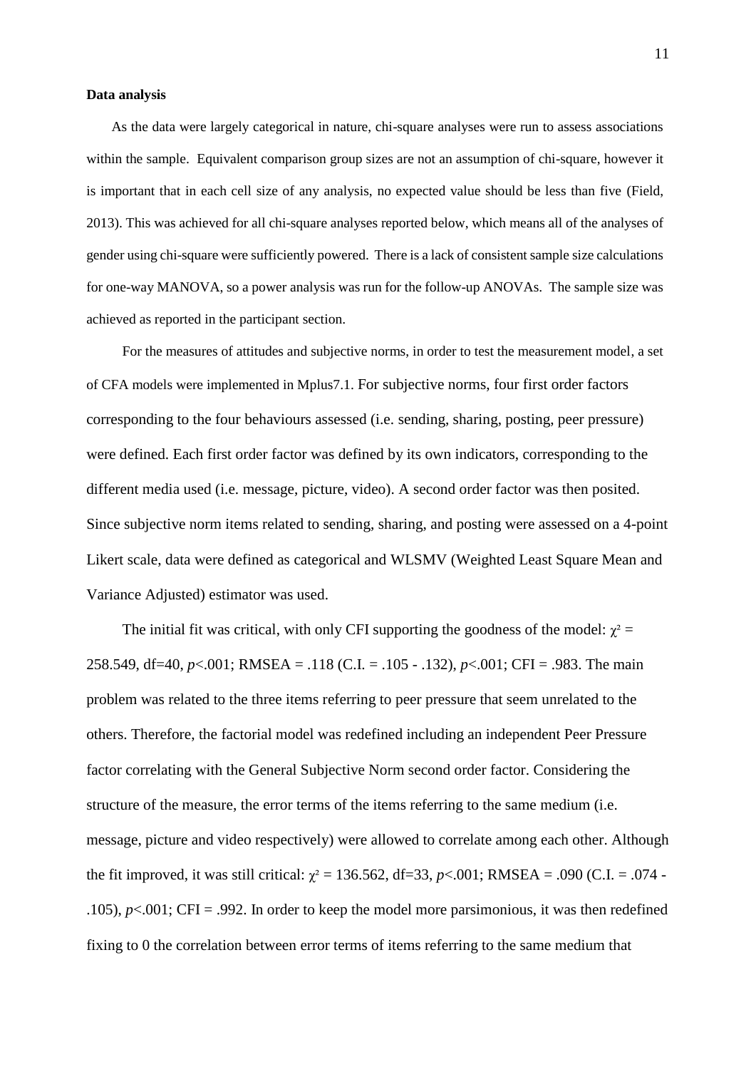**Data analysis**

As the data were largely categorical in nature, chi-square analyses were run to assess associations within the sample. Equivalent comparison group sizes are not an assumption of chi-square, however it is important that in each cell size of any analysis, no expected value should be less than five (Field, 2013). This was achieved for all chi-square analyses reported below, which means all of the analyses of gender using chi-square were sufficiently powered. There is a lack of consistent sample size calculations for one-way MANOVA, so a power analysis was run for the follow-up ANOVAs. The sample size was achieved as reported in the participant section.

For the measures of attitudes and subjective norms, in order to test the measurement model, a set of CFA models were implemented in Mplus7.1. For subjective norms, four first order factors corresponding to the four behaviours assessed (i.e. sending, sharing, posting, peer pressure) were defined. Each first order factor was defined by its own indicators, corresponding to the different media used (i.e. message, picture, video). A second order factor was then posited. Since subjective norm items related to sending, sharing, and posting were assessed on a 4-point Likert scale, data were defined as categorical and WLSMV (Weighted Least Square Mean and Variance Adjusted) estimator was used.

The initial fit was critical, with only CFI supporting the goodness of the model: $\chi^2$ = 258.549, df=40, $p$<.001; RMSEA = .118 (C.I. = .105 - .132), $p$<.001; CFI = .983. The main problem was related to the three items referring to peer pressure that seem unrelated to the others. Therefore, the factorial model was redefined including an independent Peer Pressure factor correlating with the General Subjective Norm second order factor. Considering the structure of the measure, the error terms of the items referring to the same medium (i.e. message, picture and video respectively) were allowed to correlate among each other. Although the fit improved, it was still critical: $\chi^2$ = 136.562, df=33, $p$<.001; RMSEA = .090 (C.I. = .074 - .105), $p$<.001; CFI = .992. In order to keep the model more parsimonious, it was then redefined fixing to 0 the correlation between error terms of items referring to the same medium that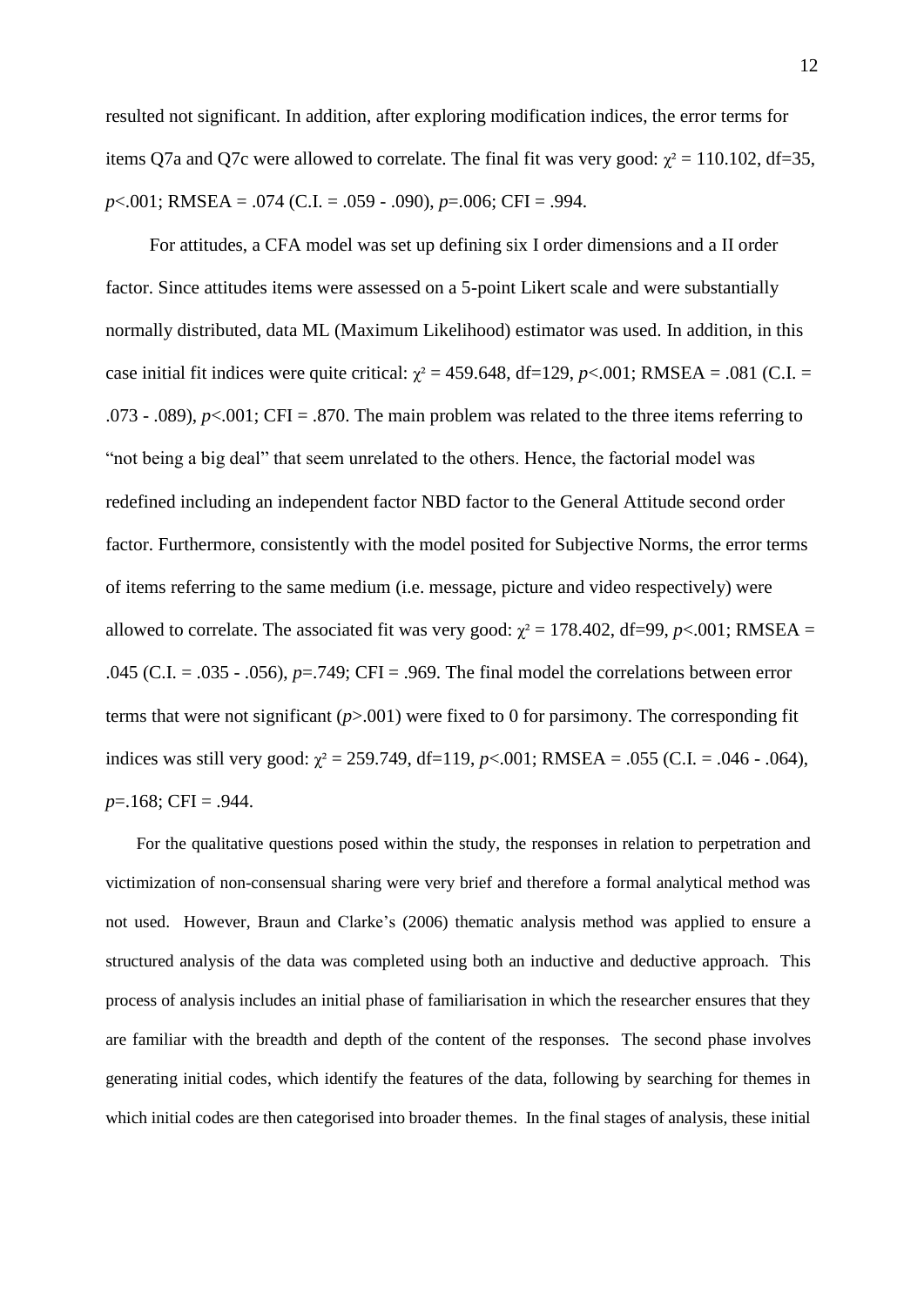resulted not significant. In addition, after exploring modification indices, the error terms for items Q7a and Q7c were allowed to correlate. The final fit was very good: $\chi^2 = 110.102$, df=35, $p<.001$; RMSEA = .074 (C.I. = .059 - .090), $p=.006$; CFI = .994.

For attitudes, a CFA model was set up defining six I order dimensions and a II order factor. Since attitudes items were assessed on a 5-point Likert scale and were substantially normally distributed, data ML (Maximum Likelihood) estimator was used. In addition, in this case initial fit indices were quite critical: $\chi^2 = 459.648$, df=129, $p<.001$; RMSEA = .081 (C.I. = .073 - .089), $p<.001$; CFI = .870. The main problem was related to the three items referring to "not being a big deal" that seem unrelated to the others. Hence, the factorial model was redefined including an independent factor NBD factor to the General Attitude second order factor. Furthermore, consistently with the model posited for Subjective Norms, the error terms of items referring to the same medium (i.e. message, picture and video respectively) were allowed to correlate. The associated fit was very good: $\chi^2 = 178.402$, df=99, $p<.001$; RMSEA = .045 (C.I. = .035 - .056), $p=.749$; CFI = .969. The final model the correlations between error terms that were not significant ($p>.001$) were fixed to 0 for parsimony. The corresponding fit indices was still very good: $\chi^2 = 259.749$, df=119, $p<.001$; RMSEA = .055 (C.I. = .046 - .064), $p=.168$; CFI = .944.

For the qualitative questions posed within the study, the responses in relation to perpetration and victimization of non-consensual sharing were very brief and therefore a formal analytical method was not used. However, Braun and Clarke's (2006) thematic analysis method was applied to ensure a structured analysis of the data was completed using both an inductive and deductive approach. This process of analysis includes an initial phase of familiarisation in which the researcher ensures that they are familiar with the breadth and depth of the content of the responses. The second phase involves generating initial codes, which identify the features of the data, following by searching for themes in which initial codes are then categorised into broader themes. In the final stages of analysis, these initial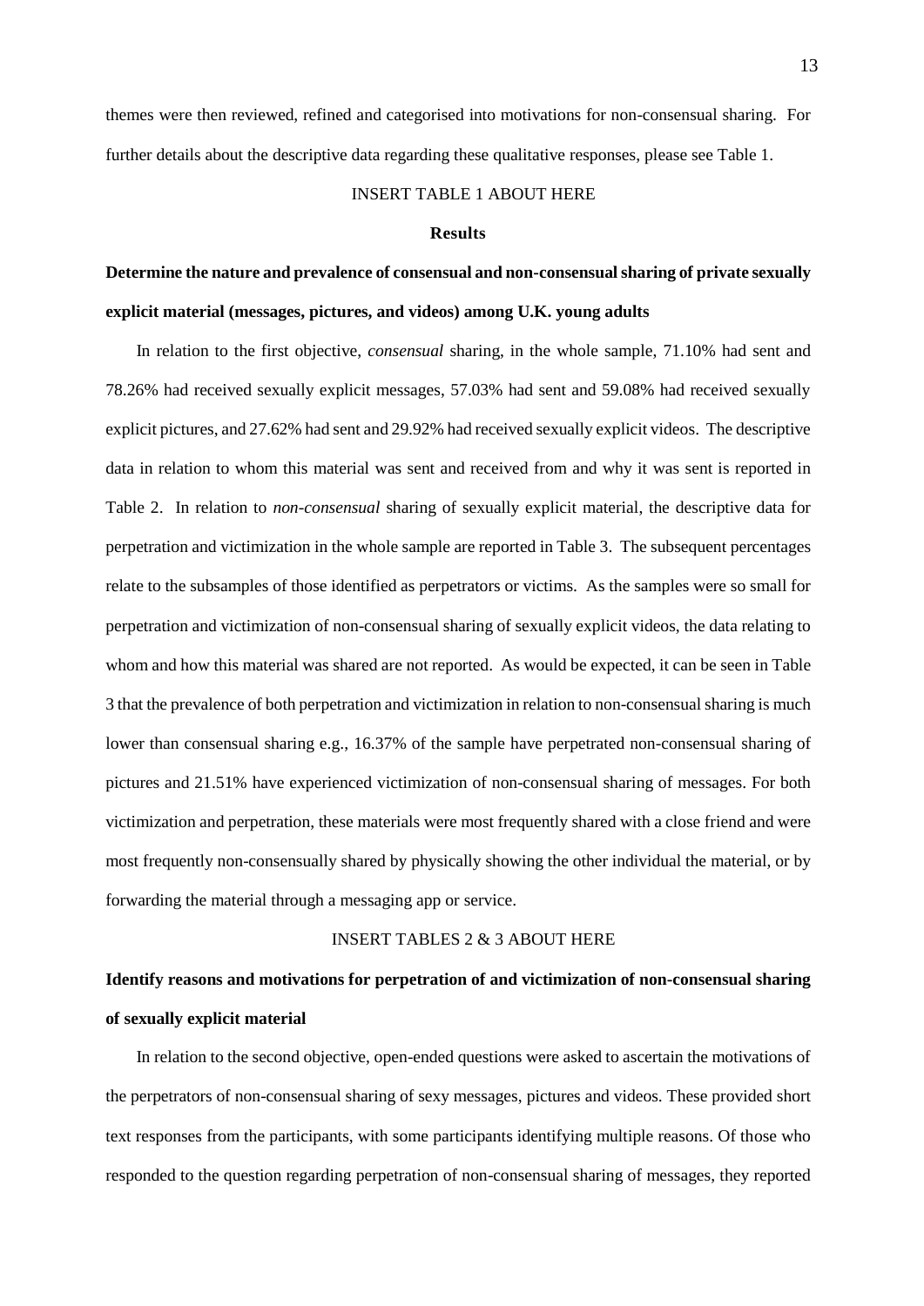themes were then reviewed, refined and categorised into motivations for non-consensual sharing. For further details about the descriptive data regarding these qualitative responses, please see Table 1.

INSERT TABLE 1 ABOUT HERE

## Results

### Determine the nature and prevalence of consensual and non-consensual sharing of private sexually explicit material (messages, pictures, and videos) among U.K. young adults

In relation to the first objective, *consensual* sharing, in the whole sample, 71.10% had sent and 78.26% had received sexually explicit messages, 57.03% had sent and 59.08% had received sexually explicit pictures, and 27.62% had sent and 29.92% had received sexually explicit videos. The descriptive data in relation to whom this material was sent and received from and why it was sent is reported in Table 2. In relation to *non-consensual* sharing of sexually explicit material, the descriptive data for perpetration and victimization in the whole sample are reported in Table 3. The subsequent percentages relate to the subsamples of those identified as perpetrators or victims. As the samples were so small for perpetration and victimization of non-consensual sharing of sexually explicit videos, the data relating to whom and how this material was shared are not reported. As would be expected, it can be seen in Table 3 that the prevalence of both perpetration and victimization in relation to non-consensual sharing is much lower than consensual sharing e.g., 16.37% of the sample have perpetrated non-consensual sharing of pictures and 21.51% have experienced victimization of non-consensual sharing of messages. For both victimization and perpetration, these materials were most frequently shared with a close friend and were most frequently non-consensually shared by physically showing the other individual the material, or by forwarding the material through a messaging app or service.

INSERT TABLES 2 & 3 ABOUT HERE

### Identify reasons and motivations for perpetration of and victimization of non-consensual sharing of sexually explicit material

In relation to the second objective, open-ended questions were asked to ascertain the motivations of the perpetrators of non-consensual sharing of sexy messages, pictures and videos. These provided short text responses from the participants, with some participants identifying multiple reasons. Of those who responded to the question regarding perpetration of non-consensual sharing of messages, they reported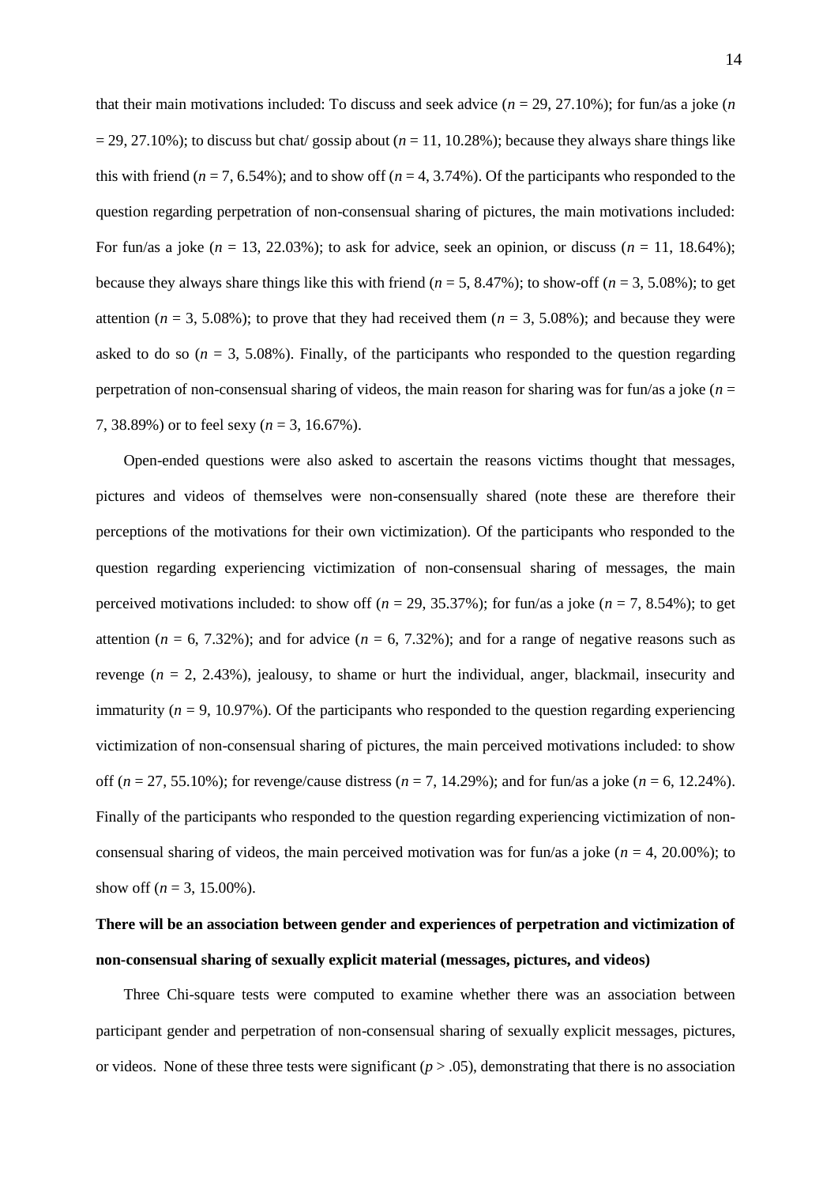that their main motivations included: To discuss and seek advice (*n* = 29, 27.10%); for fun/as a joke (*n* = 29, 27.10%); to discuss but chat/ gossip about (*n* = 11, 10.28%); because they always share things like this with friend (*n* = 7, 6.54%); and to show off (*n* = 4, 3.74%). Of the participants who responded to the question regarding perpetration of non-consensual sharing of pictures, the main motivations included: For fun/as a joke (*n* = 13, 22.03%); to ask for advice, seek an opinion, or discuss (*n* = 11, 18.64%); because they always share things like this with friend (*n* = 5, 8.47%); to show-off (*n* = 3, 5.08%); to get attention (*n* = 3, 5.08%); to prove that they had received them (*n* = 3, 5.08%); and because they were asked to do so (*n* = 3, 5.08%). Finally, of the participants who responded to the question regarding perpetration of non-consensual sharing of videos, the main reason for sharing was for fun/as a joke (*n* = 7, 38.89%) or to feel sexy (*n* = 3, 16.67%).

Open-ended questions were also asked to ascertain the reasons victims thought that messages, pictures and videos of themselves were non-consensually shared (note these are therefore their perceptions of the motivations for their own victimization). Of the participants who responded to the question regarding experiencing victimization of non-consensual sharing of messages, the main perceived motivations included: to show off (*n* = 29, 35.37%); for fun/as a joke (*n* = 7, 8.54%); to get attention (*n* = 6, 7.32%); and for advice (*n* = 6, 7.32%); and for a range of negative reasons such as revenge (*n* = 2, 2.43%), jealousy, to shame or hurt the individual, anger, blackmail, insecurity and immaturity (*n* = 9, 10.97%). Of the participants who responded to the question regarding experiencing victimization of non-consensual sharing of pictures, the main perceived motivations included: to show off (*n* = 27, 55.10%); for revenge/cause distress (*n* = 7, 14.29%); and for fun/as a joke (*n* = 6, 12.24%). Finally of the participants who responded to the question regarding experiencing victimization of non-consensual sharing of videos, the main perceived motivation was for fun/as a joke (*n* = 4, 20.00%); to show off (*n* = 3, 15.00%).

**There will be an association between gender and experiences of perpetration and victimization of non-consensual sharing of sexually explicit material (messages, pictures, and videos)**

Three Chi-square tests were computed to examine whether there was an association between participant gender and perpetration of non-consensual sharing of sexually explicit messages, pictures, or videos. None of these three tests were significant ($p > .05$), demonstrating that there is no association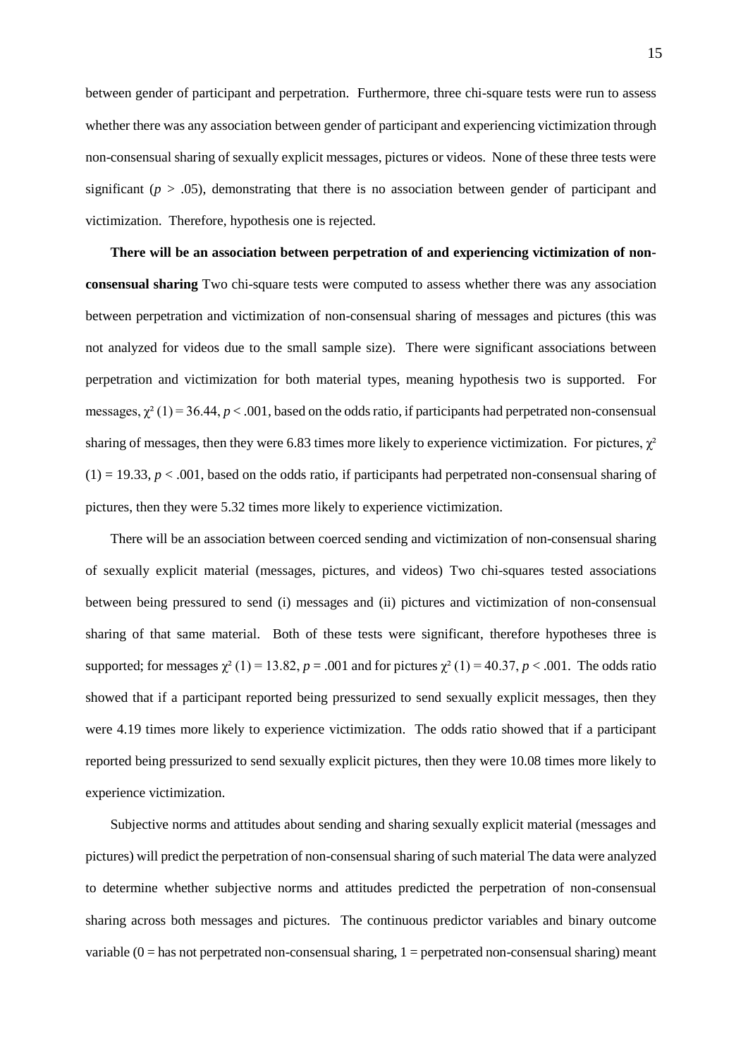between gender of participant and perpetration. Furthermore, three chi-square tests were run to assess whether there was any association between gender of participant and experiencing victimization through non-consensual sharing of sexually explicit messages, pictures or videos. None of these three tests were significant ($p > .05$), demonstrating that there is no association between gender of participant and victimization. Therefore, hypothesis one is rejected.

**There will be an association between perpetration of and experiencing victimization of non-consensual sharing** Two chi-square tests were computed to assess whether there was any association between perpetration and victimization of non-consensual sharing of messages and pictures (this was not analyzed for videos due to the small sample size). There were significant associations between perpetration and victimization for both material types, meaning hypothesis two is supported. For messages, $\chi^2$ (1) = 36.44, $p < .001$, based on the odds ratio, if participants had perpetrated non-consensual sharing of messages, then they were 6.83 times more likely to experience victimization. For pictures, $\chi^2$ (1) = 19.33, $p < .001$, based on the odds ratio, if participants had perpetrated non-consensual sharing of pictures, then they were 5.32 times more likely to experience victimization.

There will be an association between coerced sending and victimization of non-consensual sharing of sexually explicit material (messages, pictures, and videos) Two chi-squares tested associations between being pressured to send (i) messages and (ii) pictures and victimization of non-consensual sharing of that same material. Both of these tests were significant, therefore hypotheses three is supported; for messages $\chi^2$ (1) = 13.82, $p = .001$ and for pictures $\chi^2$ (1) = 40.37, $p < .001$. The odds ratio showed that if a participant reported being pressurized to send sexually explicit messages, then they were 4.19 times more likely to experience victimization. The odds ratio showed that if a participant reported being pressurized to send sexually explicit pictures, then they were 10.08 times more likely to experience victimization.

Subjective norms and attitudes about sending and sharing sexually explicit material (messages and pictures) will predict the perpetration of non-consensual sharing of such material The data were analyzed to determine whether subjective norms and attitudes predicted the perpetration of non-consensual sharing across both messages and pictures. The continuous predictor variables and binary outcome variable (0 = has not perpetrated non-consensual sharing, 1 = perpetrated non-consensual sharing) meant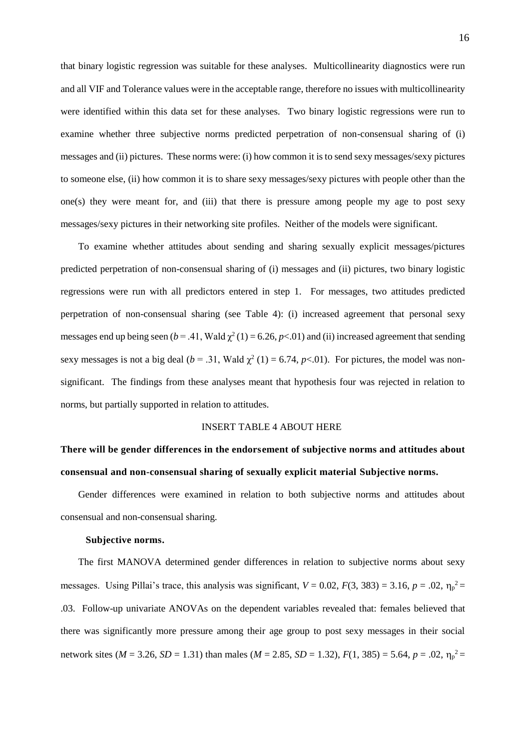that binary logistic regression was suitable for these analyses. Multicollinearity diagnostics were run and all VIF and Tolerance values were in the acceptable range, therefore no issues with multicollinearity were identified within this data set for these analyses. Two binary logistic regressions were run to examine whether three subjective norms predicted perpetration of non-consensual sharing of (i) messages and (ii) pictures. These norms were: (i) how common it is to send sexy messages/sexy pictures to someone else, (ii) how common it is to share sexy messages/sexy pictures with people other than the one(s) they were meant for, and (iii) that there is pressure among people my age to post sexy messages/sexy pictures in their networking site profiles. Neither of the models were significant.

To examine whether attitudes about sending and sharing sexually explicit messages/pictures predicted perpetration of non-consensual sharing of (i) messages and (ii) pictures, two binary logistic regressions were run with all predictors entered in step 1. For messages, two attitudes predicted perpetration of non-consensual sharing (see Table 4): (i) increased agreement that personal sexy messages end up being seen ($b = .41$, Wald $\chi^2\,(1) = 6.26$, $p<.01$) and (ii) increased agreement that sending sexy messages is not a big deal ($b = .31$, Wald $\chi^2\,(1) = 6.74$, $p<.01$). For pictures, the model was non-significant. The findings from these analyses meant that hypothesis four was rejected in relation to norms, but partially supported in relation to attitudes.

INSERT TABLE 4 ABOUT HERE

**There will be gender differences in the endorsement of subjective norms and attitudes about consensual and non-consensual sharing of sexually explicit material Subjective norms.**

Gender differences were examined in relation to both subjective norms and attitudes about consensual and non-consensual sharing.

**Subjective norms.**

The first MANOVA determined gender differences in relation to subjective norms about sexy messages. Using Pillai's trace, this analysis was significant, $V = 0.02$, $F(3, 383) = 3.16$, $p = .02$, $\eta_p^2 = .03$. Follow-up univariate ANOVAs on the dependent variables revealed that: females believed that there was significantly more pressure among their age group to post sexy messages in their social network sites ($M = 3.26$, $SD = 1.31$) than males ($M = 2.85$, $SD = 1.32$), $F(1, 385) = 5.64$, $p = .02$, $\eta_p^2 =$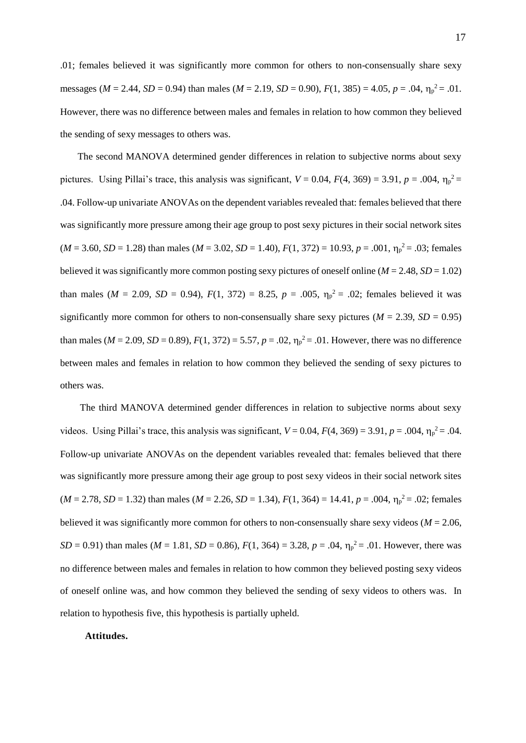.01; females believed it was significantly more common for others to non-consensually share sexy messages ($M$ = 2.44, $SD$ = 0.94) than males ($M$ = 2.19, $SD$ = 0.90), $F(1, 385) = 4.05$, $p = .04$, $\eta_p^2 = .01$. However, there was no difference between males and females in relation to how common they believed the sending of sexy messages to others was.

The second MANOVA determined gender differences in relation to subjective norms about sexy pictures. Using Pillai's trace, this analysis was significant, $V = 0.04$, $F(4, 369) = 3.91$, $p = .004$, $\eta_p^2 = .04$. Follow-up univariate ANOVAs on the dependent variables revealed that: females believed that there was significantly more pressure among their age group to post sexy pictures in their social network sites ($M$ = 3.60, $SD$ = 1.28) than males ($M$ = 3.02, $SD$ = 1.40), $F(1, 372) = 10.93$, $p = .001$, $\eta_p^2 = .03$; females believed it was significantly more common posting sexy pictures of oneself online ($M$ = 2.48, $SD$ = 1.02) than males ($M$ = 2.09, $SD$ = 0.94), $F(1, 372) = 8.25$, $p = .005$, $\eta_p^2 = .02$; females believed it was significantly more common for others to non-consensually share sexy pictures ($M$ = 2.39, $SD$ = 0.95) than males ($M$ = 2.09, $SD$ = 0.89), $F(1, 372) = 5.57$, $p = .02$, $\eta_p^2 = .01$. However, there was no difference between males and females in relation to how common they believed the sending of sexy pictures to others was.

The third MANOVA determined gender differences in relation to subjective norms about sexy videos. Using Pillai's trace, this analysis was significant, $V = 0.04$, $F(4, 369) = 3.91$, $p = .004$, $\eta_p^2 = .04$. Follow-up univariate ANOVAs on the dependent variables revealed that: females believed that there was significantly more pressure among their age group to post sexy videos in their social network sites ($M$ = 2.78, $SD$ = 1.32) than males ($M$ = 2.26, $SD$ = 1.34), $F(1, 364) = 14.41$, $p = .004$, $\eta_p^2 = .02$; females believed it was significantly more common for others to non-consensually share sexy videos ($M$ = 2.06, $SD$ = 0.91) than males ($M$ = 1.81, $SD$ = 0.86), $F(1, 364) = 3.28$, $p = .04$, $\eta_p^2 = .01$. However, there was no difference between males and females in relation to how common they believed posting sexy videos of oneself online was, and how common they believed the sending of sexy videos to others was. In relation to hypothesis five, this hypothesis is partially upheld.

**Attitudes.**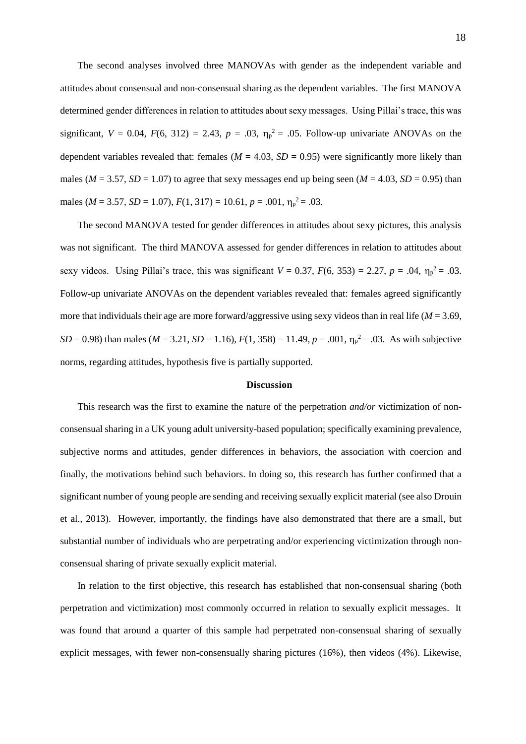The second analyses involved three MANOVAs with gender as the independent variable and attitudes about consensual and non-consensual sharing as the dependent variables. The first MANOVA determined gender differences in relation to attitudes about sexy messages. Using Pillai's trace, this was significant, $V = 0.04$, $F(6, 312) = 2.43$, $p = .03$, $\eta_p^2 = .05$. Follow-up univariate ANOVAs on the dependent variables revealed that: females ($M = 4.03$, $SD = 0.95$) were significantly more likely than males ($M = 3.57$, $SD = 1.07$) to agree that sexy messages end up being seen ($M = 4.03$, $SD = 0.95$) than males ($M = 3.57$, $SD = 1.07$), $F(1, 317) = 10.61$, $p = .001$, $\eta_p^2 = .03$.

The second MANOVA tested for gender differences in attitudes about sexy pictures, this analysis was not significant. The third MANOVA assessed for gender differences in relation to attitudes about sexy videos. Using Pillai's trace, this was significant $V = 0.37$, $F(6, 353) = 2.27$, $p = .04$, $\eta_p^2 = .03$. Follow-up univariate ANOVAs on the dependent variables revealed that: females agreed significantly more that individuals their age are more forward/aggressive using sexy videos than in real life ($M = 3.69$, $SD = 0.98$) than males ($M = 3.21$, $SD = 1.16$), $F(1, 358) = 11.49$, $p = .001$, $\eta_p^2 = .03$. As with subjective norms, regarding attitudes, hypothesis five is partially supported.

## Discussion

This research was the first to examine the nature of the perpetration *and/or* victimization of non-consensual sharing in a UK young adult university-based population; specifically examining prevalence, subjective norms and attitudes, gender differences in behaviors, the association with coercion and finally, the motivations behind such behaviors. In doing so, this research has further confirmed that a significant number of young people are sending and receiving sexually explicit material (see also Drouin et al., 2013). However, importantly, the findings have also demonstrated that there are a small, but substantial number of individuals who are perpetrating and/or experiencing victimization through non-consensual sharing of private sexually explicit material.

In relation to the first objective, this research has established that non-consensual sharing (both perpetration and victimization) most commonly occurred in relation to sexually explicit messages. It was found that around a quarter of this sample had perpetrated non-consensual sharing of sexually explicit messages, with fewer non-consensually sharing pictures (16%), then videos (4%). Likewise,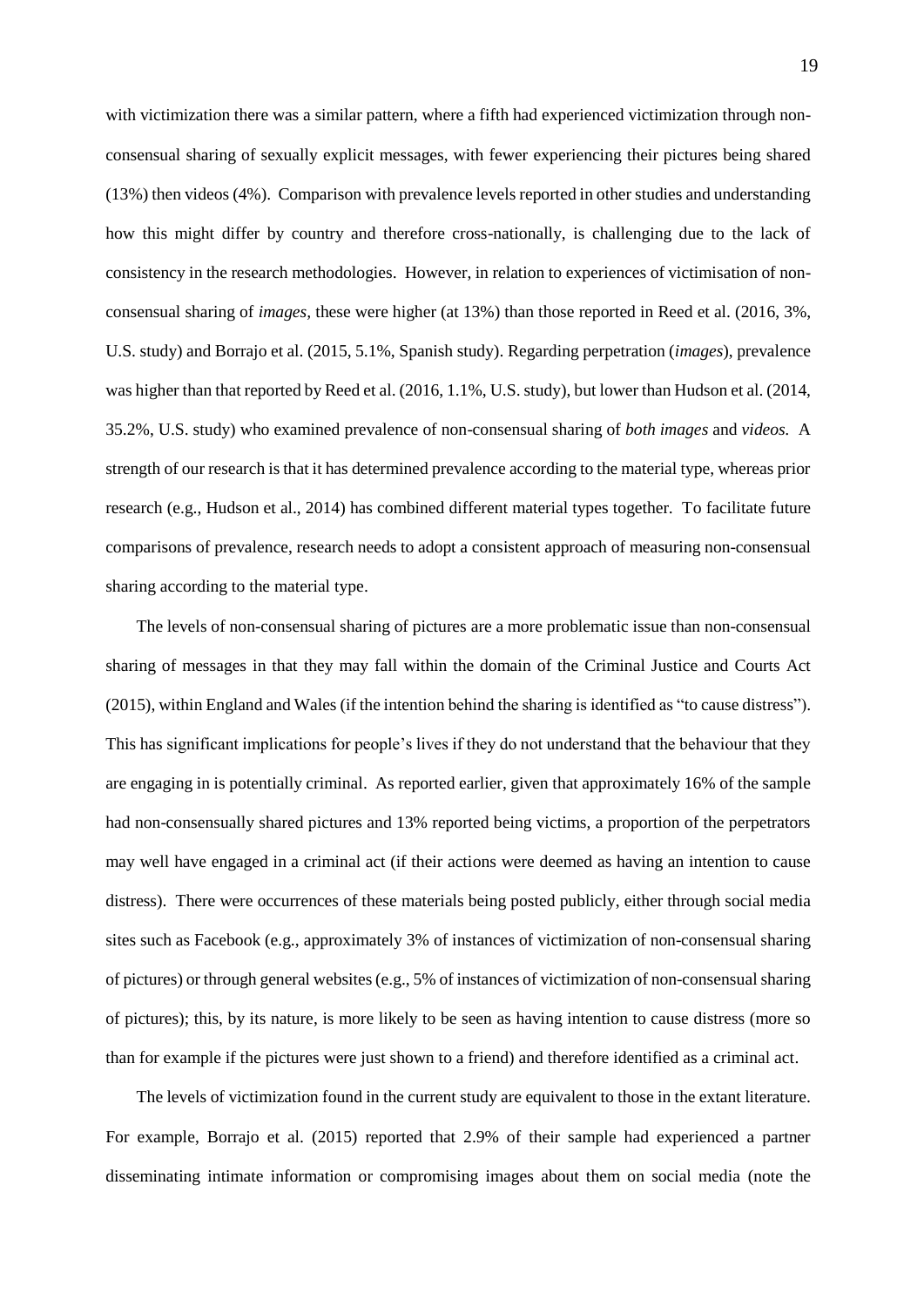with victimization there was a similar pattern, where a fifth had experienced victimization through non-consensual sharing of sexually explicit messages, with fewer experiencing their pictures being shared (13%) then videos (4%). Comparison with prevalence levels reported in other studies and understanding how this might differ by country and therefore cross-nationally, is challenging due to the lack of consistency in the research methodologies. However, in relation to experiences of victimisation of non-consensual sharing of *images*, these were higher (at 13%) than those reported in Reed et al. (2016, 3%, U.S. study) and Borrajo et al. (2015, 5.1%, Spanish study). Regarding perpetration (*images*), prevalence was higher than that reported by Reed et al. (2016, 1.1%, U.S. study), but lower than Hudson et al. (2014, 35.2%, U.S. study) who examined prevalence of non-consensual sharing of *both images* and *videos.* A strength of our research is that it has determined prevalence according to the material type, whereas prior research (e.g., Hudson et al., 2014) has combined different material types together. To facilitate future comparisons of prevalence, research needs to adopt a consistent approach of measuring non-consensual sharing according to the material type.

The levels of non-consensual sharing of pictures are a more problematic issue than non-consensual sharing of messages in that they may fall within the domain of the Criminal Justice and Courts Act (2015), within England and Wales (if the intention behind the sharing is identified as "to cause distress"). This has significant implications for people's lives if they do not understand that the behaviour that they are engaging in is potentially criminal. As reported earlier, given that approximately 16% of the sample had non-consensually shared pictures and 13% reported being victims, a proportion of the perpetrators may well have engaged in a criminal act (if their actions were deemed as having an intention to cause distress). There were occurrences of these materials being posted publicly, either through social media sites such as Facebook (e.g., approximately 3% of instances of victimization of non-consensual sharing of pictures) or through general websites (e.g., 5% of instances of victimization of non-consensual sharing of pictures); this, by its nature, is more likely to be seen as having intention to cause distress (more so than for example if the pictures were just shown to a friend) and therefore identified as a criminal act.

The levels of victimization found in the current study are equivalent to those in the extant literature. For example, Borrajo et al. (2015) reported that 2.9% of their sample had experienced a partner disseminating intimate information or compromising images about them on social media (note the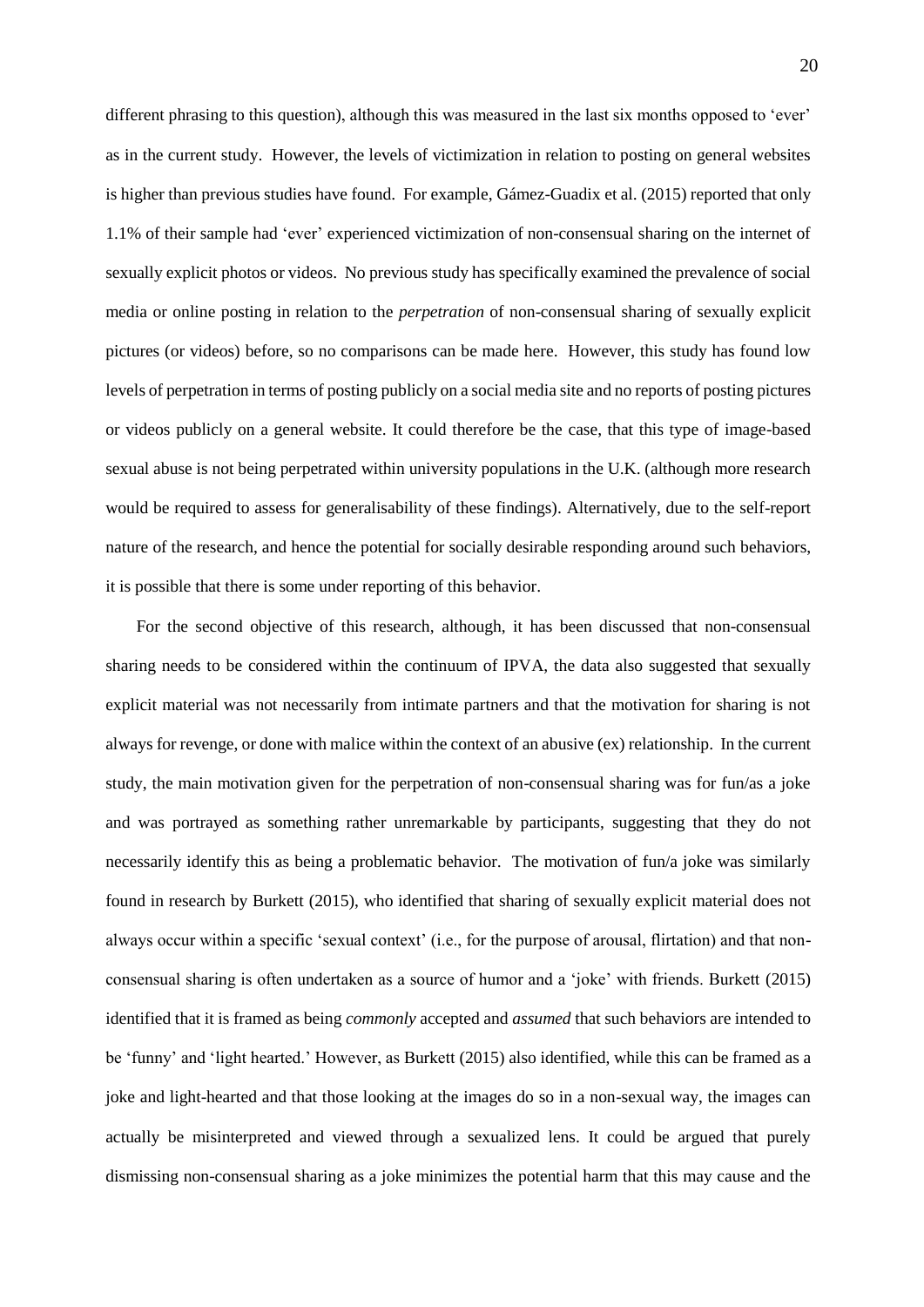different phrasing to this question), although this was measured in the last six months opposed to 'ever' as in the current study. However, the levels of victimization in relation to posting on general websites is higher than previous studies have found. For example, Gámez-Guadix et al. (2015) reported that only 1.1% of their sample had 'ever' experienced victimization of non-consensual sharing on the internet of sexually explicit photos or videos. No previous study has specifically examined the prevalence of social media or online posting in relation to the *perpetration* of non-consensual sharing of sexually explicit pictures (or videos) before, so no comparisons can be made here. However, this study has found low levels of perpetration in terms of posting publicly on a social media site and no reports of posting pictures or videos publicly on a general website. It could therefore be the case, that this type of image-based sexual abuse is not being perpetrated within university populations in the U.K. (although more research would be required to assess for generalisability of these findings). Alternatively, due to the self-report nature of the research, and hence the potential for socially desirable responding around such behaviors, it is possible that there is some under reporting of this behavior.

For the second objective of this research, although, it has been discussed that non-consensual sharing needs to be considered within the continuum of IPVA, the data also suggested that sexually explicit material was not necessarily from intimate partners and that the motivation for sharing is not always for revenge, or done with malice within the context of an abusive (ex) relationship. In the current study, the main motivation given for the perpetration of non-consensual sharing was for fun/as a joke and was portrayed as something rather unremarkable by participants, suggesting that they do not necessarily identify this as being a problematic behavior. The motivation of fun/a joke was similarly found in research by Burkett (2015), who identified that sharing of sexually explicit material does not always occur within a specific 'sexual context' (i.e., for the purpose of arousal, flirtation) and that non-consensual sharing is often undertaken as a source of humor and a 'joke' with friends. Burkett (2015) identified that it is framed as being *commonly* accepted and *assumed* that such behaviors are intended to be 'funny' and 'light hearted.' However, as Burkett (2015) also identified, while this can be framed as a joke and light-hearted and that those looking at the images do so in a non-sexual way, the images can actually be misinterpreted and viewed through a sexualized lens. It could be argued that purely dismissing non-consensual sharing as a joke minimizes the potential harm that this may cause and the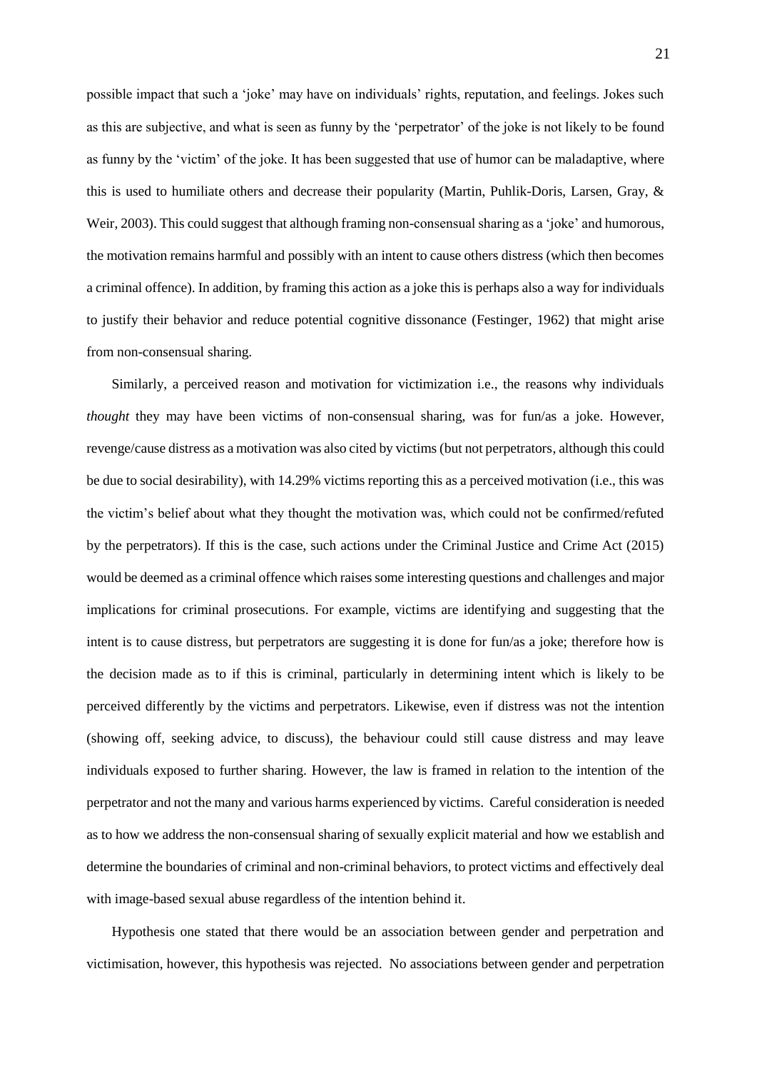possible impact that such a 'joke' may have on individuals' rights, reputation, and feelings. Jokes such as this are subjective, and what is seen as funny by the 'perpetrator' of the joke is not likely to be found as funny by the 'victim' of the joke. It has been suggested that use of humor can be maladaptive, where this is used to humiliate others and decrease their popularity (Martin, Puhlik-Doris, Larsen, Gray, & Weir, 2003). This could suggest that although framing non-consensual sharing as a 'joke' and humorous, the motivation remains harmful and possibly with an intent to cause others distress (which then becomes a criminal offence). In addition, by framing this action as a joke this is perhaps also a way for individuals to justify their behavior and reduce potential cognitive dissonance (Festinger, 1962) that might arise from non-consensual sharing.

Similarly, a perceived reason and motivation for victimization i.e., the reasons why individuals *thought* they may have been victims of non-consensual sharing, was for fun/as a joke. However, revenge/cause distress as a motivation was also cited by victims (but not perpetrators, although this could be due to social desirability), with 14.29% victims reporting this as a perceived motivation (i.e., this was the victim's belief about what they thought the motivation was, which could not be confirmed/refuted by the perpetrators). If this is the case, such actions under the Criminal Justice and Crime Act (2015) would be deemed as a criminal offence which raises some interesting questions and challenges and major implications for criminal prosecutions. For example, victims are identifying and suggesting that the intent is to cause distress, but perpetrators are suggesting it is done for fun/as a joke; therefore how is the decision made as to if this is criminal, particularly in determining intent which is likely to be perceived differently by the victims and perpetrators. Likewise, even if distress was not the intention (showing off, seeking advice, to discuss), the behaviour could still cause distress and may leave individuals exposed to further sharing. However, the law is framed in relation to the intention of the perpetrator and not the many and various harms experienced by victims. Careful consideration is needed as to how we address the non-consensual sharing of sexually explicit material and how we establish and determine the boundaries of criminal and non-criminal behaviors, to protect victims and effectively deal with image-based sexual abuse regardless of the intention behind it.

Hypothesis one stated that there would be an association between gender and perpetration and victimisation, however, this hypothesis was rejected. No associations between gender and perpetration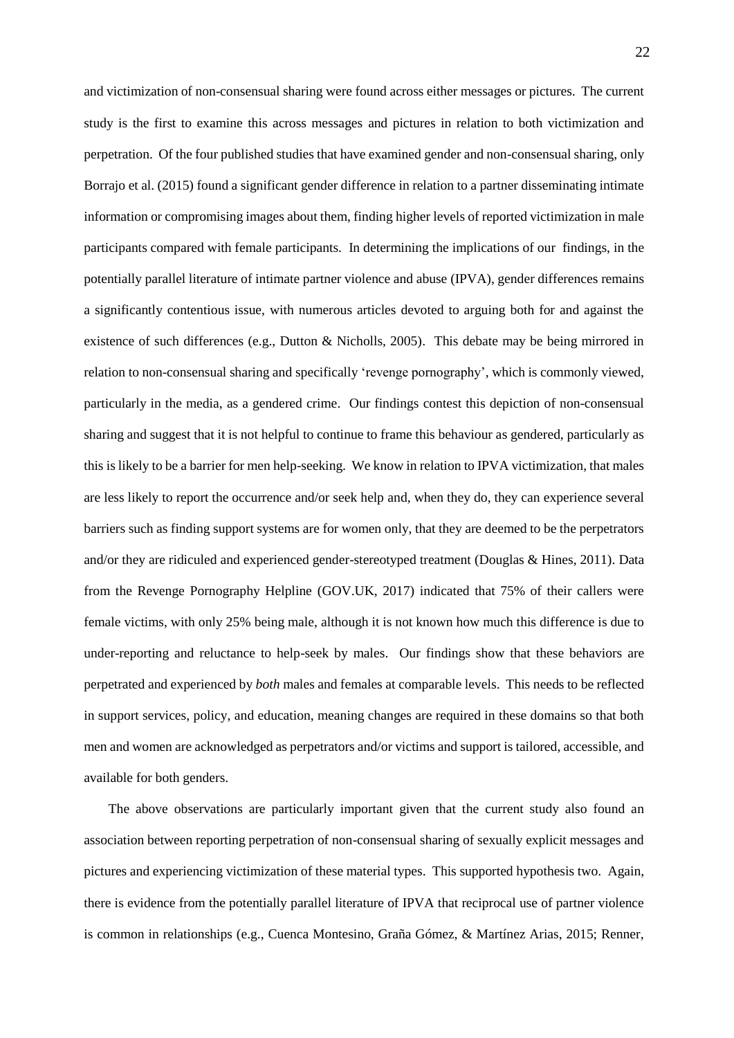and victimization of non-consensual sharing were found across either messages or pictures. The current study is the first to examine this across messages and pictures in relation to both victimization and perpetration. Of the four published studies that have examined gender and non-consensual sharing, only Borrajo et al. (2015) found a significant gender difference in relation to a partner disseminating intimate information or compromising images about them, finding higher levels of reported victimization in male participants compared with female participants. In determining the implications of our findings, in the potentially parallel literature of intimate partner violence and abuse (IPVA), gender differences remains a significantly contentious issue, with numerous articles devoted to arguing both for and against the existence of such differences (e.g., Dutton & Nicholls, 2005). This debate may be being mirrored in relation to non-consensual sharing and specifically 'revenge pornography', which is commonly viewed, particularly in the media, as a gendered crime. Our findings contest this depiction of non-consensual sharing and suggest that it is not helpful to continue to frame this behaviour as gendered, particularly as this is likely to be a barrier for men help-seeking. We know in relation to IPVA victimization, that males are less likely to report the occurrence and/or seek help and, when they do, they can experience several barriers such as finding support systems are for women only, that they are deemed to be the perpetrators and/or they are ridiculed and experienced gender-stereotyped treatment (Douglas & Hines, 2011). Data from the Revenge Pornography Helpline (GOV.UK, 2017) indicated that 75% of their callers were female victims, with only 25% being male, although it is not known how much this difference is due to under-reporting and reluctance to help-seek by males. Our findings show that these behaviors are perpetrated and experienced by *both* males and females at comparable levels. This needs to be reflected in support services, policy, and education, meaning changes are required in these domains so that both men and women are acknowledged as perpetrators and/or victims and support is tailored, accessible, and available for both genders.

The above observations are particularly important given that the current study also found an association between reporting perpetration of non-consensual sharing of sexually explicit messages and pictures and experiencing victimization of these material types. This supported hypothesis two. Again, there is evidence from the potentially parallel literature of IPVA that reciprocal use of partner violence is common in relationships (e.g., Cuenca Montesino, Graña Gómez, & Martínez Arias, 2015; Renner,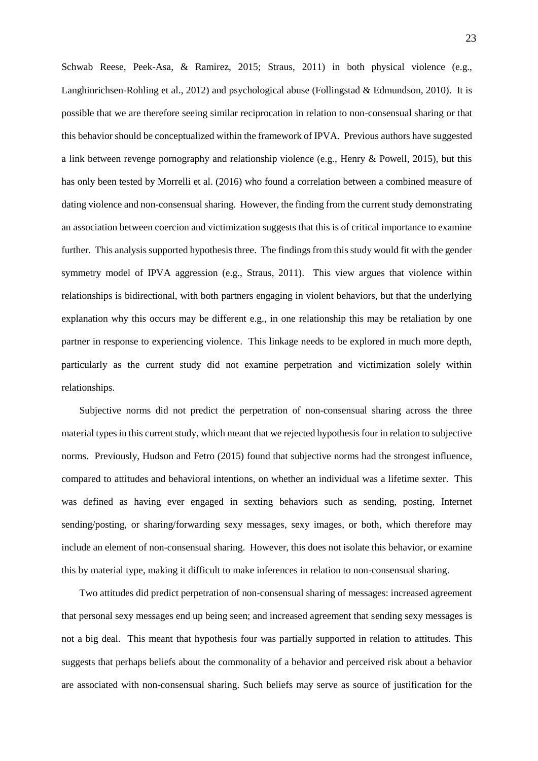Schwab Reese, Peek-Asa, & Ramirez, 2015; Straus, 2011) in both physical violence (e.g., Langhinrichsen-Rohling et al., 2012) and psychological abuse (Follingstad & Edmundson, 2010). It is possible that we are therefore seeing similar reciprocation in relation to non-consensual sharing or that this behavior should be conceptualized within the framework of IPVA. Previous authors have suggested a link between revenge pornography and relationship violence (e.g., Henry & Powell, 2015), but this has only been tested by Morrelli et al. (2016) who found a correlation between a combined measure of dating violence and non-consensual sharing. However, the finding from the current study demonstrating an association between coercion and victimization suggests that this is of critical importance to examine further. This analysis supported hypothesis three. The findings from this study would fit with the gender symmetry model of IPVA aggression (e.g., Straus, 2011). This view argues that violence within relationships is bidirectional, with both partners engaging in violent behaviors, but that the underlying explanation why this occurs may be different e.g., in one relationship this may be retaliation by one partner in response to experiencing violence. This linkage needs to be explored in much more depth, particularly as the current study did not examine perpetration and victimization solely within relationships.

Subjective norms did not predict the perpetration of non-consensual sharing across the three material types in this current study, which meant that we rejected hypothesis four in relation to subjective norms. Previously, Hudson and Fetro (2015) found that subjective norms had the strongest influence, compared to attitudes and behavioral intentions, on whether an individual was a lifetime sexter. This was defined as having ever engaged in sexting behaviors such as sending, posting, Internet sending/posting, or sharing/forwarding sexy messages, sexy images, or both, which therefore may include an element of non-consensual sharing. However, this does not isolate this behavior, or examine this by material type, making it difficult to make inferences in relation to non-consensual sharing.

Two attitudes did predict perpetration of non-consensual sharing of messages: increased agreement that personal sexy messages end up being seen; and increased agreement that sending sexy messages is not a big deal. This meant that hypothesis four was partially supported in relation to attitudes. This suggests that perhaps beliefs about the commonality of a behavior and perceived risk about a behavior are associated with non-consensual sharing. Such beliefs may serve as source of justification for the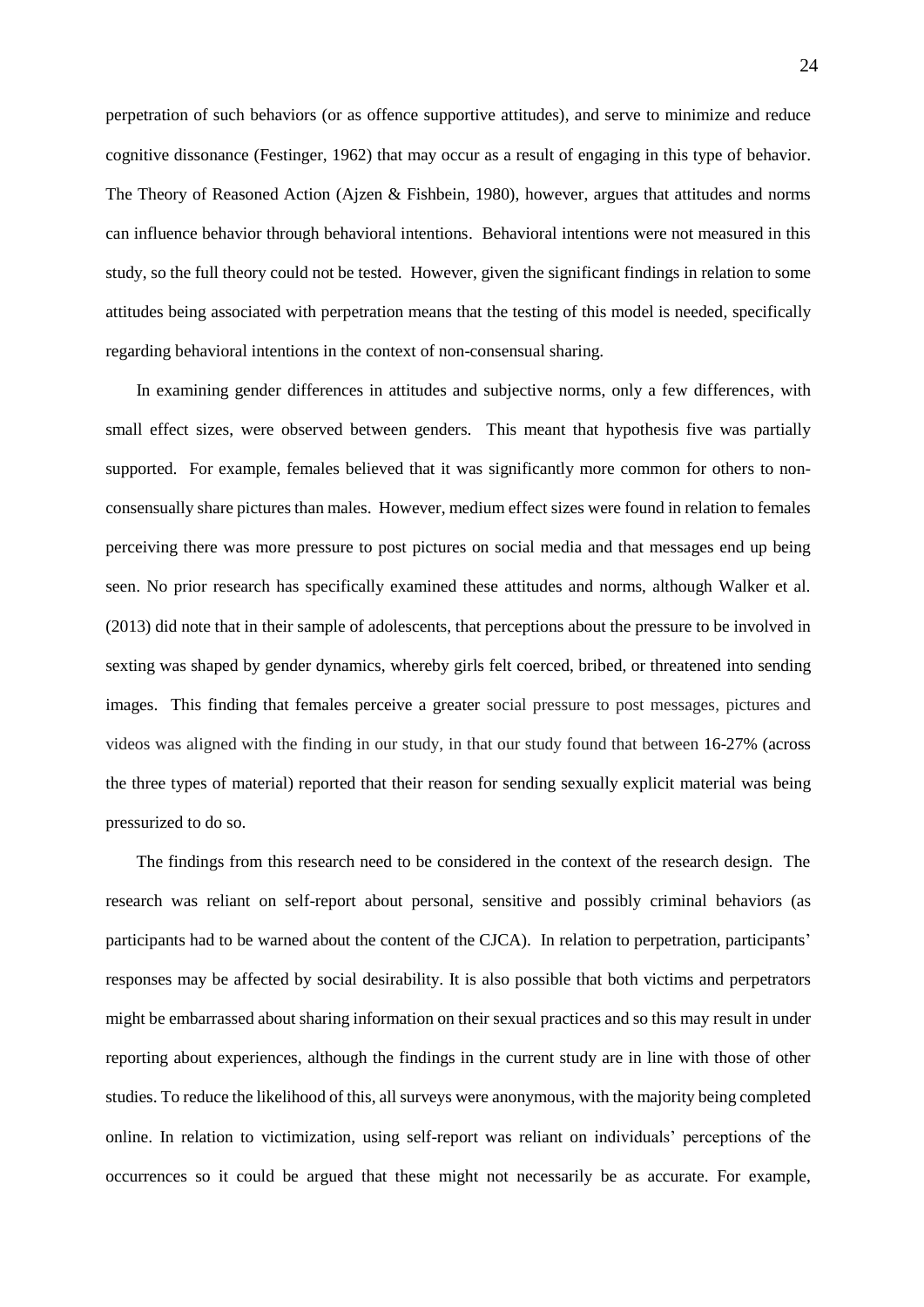perpetration of such behaviors (or as offence supportive attitudes), and serve to minimize and reduce cognitive dissonance (Festinger, 1962) that may occur as a result of engaging in this type of behavior. The Theory of Reasoned Action (Ajzen & Fishbein, 1980), however, argues that attitudes and norms can influence behavior through behavioral intentions. Behavioral intentions were not measured in this study, so the full theory could not be tested. However, given the significant findings in relation to some attitudes being associated with perpetration means that the testing of this model is needed, specifically regarding behavioral intentions in the context of non-consensual sharing.

In examining gender differences in attitudes and subjective norms, only a few differences, with small effect sizes, were observed between genders. This meant that hypothesis five was partially supported. For example, females believed that it was significantly more common for others to non-consensually share pictures than males. However, medium effect sizes were found in relation to females perceiving there was more pressure to post pictures on social media and that messages end up being seen. No prior research has specifically examined these attitudes and norms, although Walker et al. (2013) did note that in their sample of adolescents, that perceptions about the pressure to be involved in sexting was shaped by gender dynamics, whereby girls felt coerced, bribed, or threatened into sending images. This finding that females perceive a greater social pressure to post messages, pictures and videos was aligned with the finding in our study, in that our study found that between 16-27% (across the three types of material) reported that their reason for sending sexually explicit material was being pressurized to do so.

The findings from this research need to be considered in the context of the research design. The research was reliant on self-report about personal, sensitive and possibly criminal behaviors (as participants had to be warned about the content of the CJCA). In relation to perpetration, participants' responses may be affected by social desirability. It is also possible that both victims and perpetrators might be embarrassed about sharing information on their sexual practices and so this may result in under reporting about experiences, although the findings in the current study are in line with those of other studies. To reduce the likelihood of this, all surveys were anonymous, with the majority being completed online. In relation to victimization, using self-report was reliant on individuals' perceptions of the occurrences so it could be argued that these might not necessarily be as accurate. For example,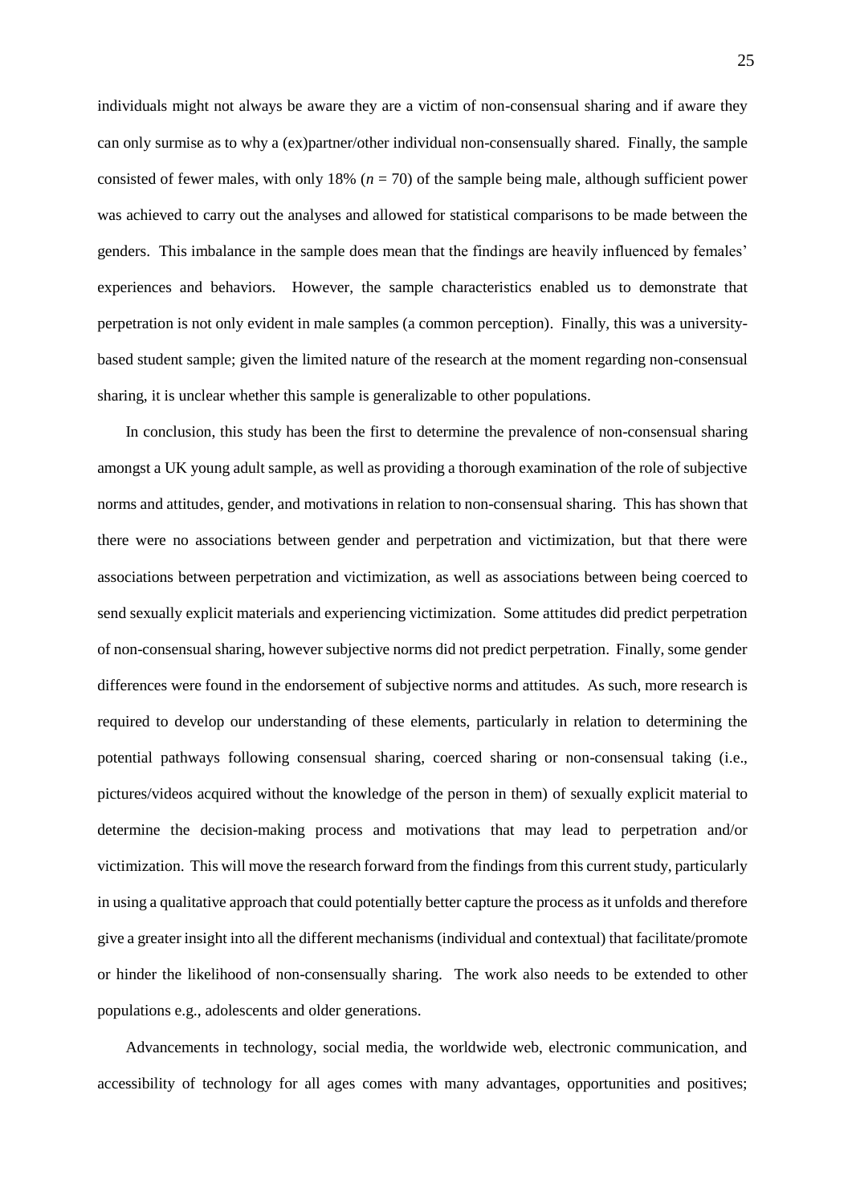individuals might not always be aware they are a victim of non-consensual sharing and if aware they can only surmise as to why a (ex)partner/other individual non-consensually shared. Finally, the sample consisted of fewer males, with only 18% ($n$ = 70) of the sample being male, although sufficient power was achieved to carry out the analyses and allowed for statistical comparisons to be made between the genders. This imbalance in the sample does mean that the findings are heavily influenced by females' experiences and behaviors. However, the sample characteristics enabled us to demonstrate that perpetration is not only evident in male samples (a common perception). Finally, this was a university-based student sample; given the limited nature of the research at the moment regarding non-consensual sharing, it is unclear whether this sample is generalizable to other populations.

In conclusion, this study has been the first to determine the prevalence of non-consensual sharing amongst a UK young adult sample, as well as providing a thorough examination of the role of subjective norms and attitudes, gender, and motivations in relation to non-consensual sharing. This has shown that there were no associations between gender and perpetration and victimization, but that there were associations between perpetration and victimization, as well as associations between being coerced to send sexually explicit materials and experiencing victimization. Some attitudes did predict perpetration of non-consensual sharing, however subjective norms did not predict perpetration. Finally, some gender differences were found in the endorsement of subjective norms and attitudes. As such, more research is required to develop our understanding of these elements, particularly in relation to determining the potential pathways following consensual sharing, coerced sharing or non-consensual taking (i.e., pictures/videos acquired without the knowledge of the person in them) of sexually explicit material to determine the decision-making process and motivations that may lead to perpetration and/or victimization. This will move the research forward from the findings from this current study, particularly in using a qualitative approach that could potentially better capture the process as it unfolds and therefore give a greater insight into all the different mechanisms (individual and contextual) that facilitate/promote or hinder the likelihood of non-consensually sharing. The work also needs to be extended to other populations e.g., adolescents and older generations.

Advancements in technology, social media, the worldwide web, electronic communication, and accessibility of technology for all ages comes with many advantages, opportunities and positives;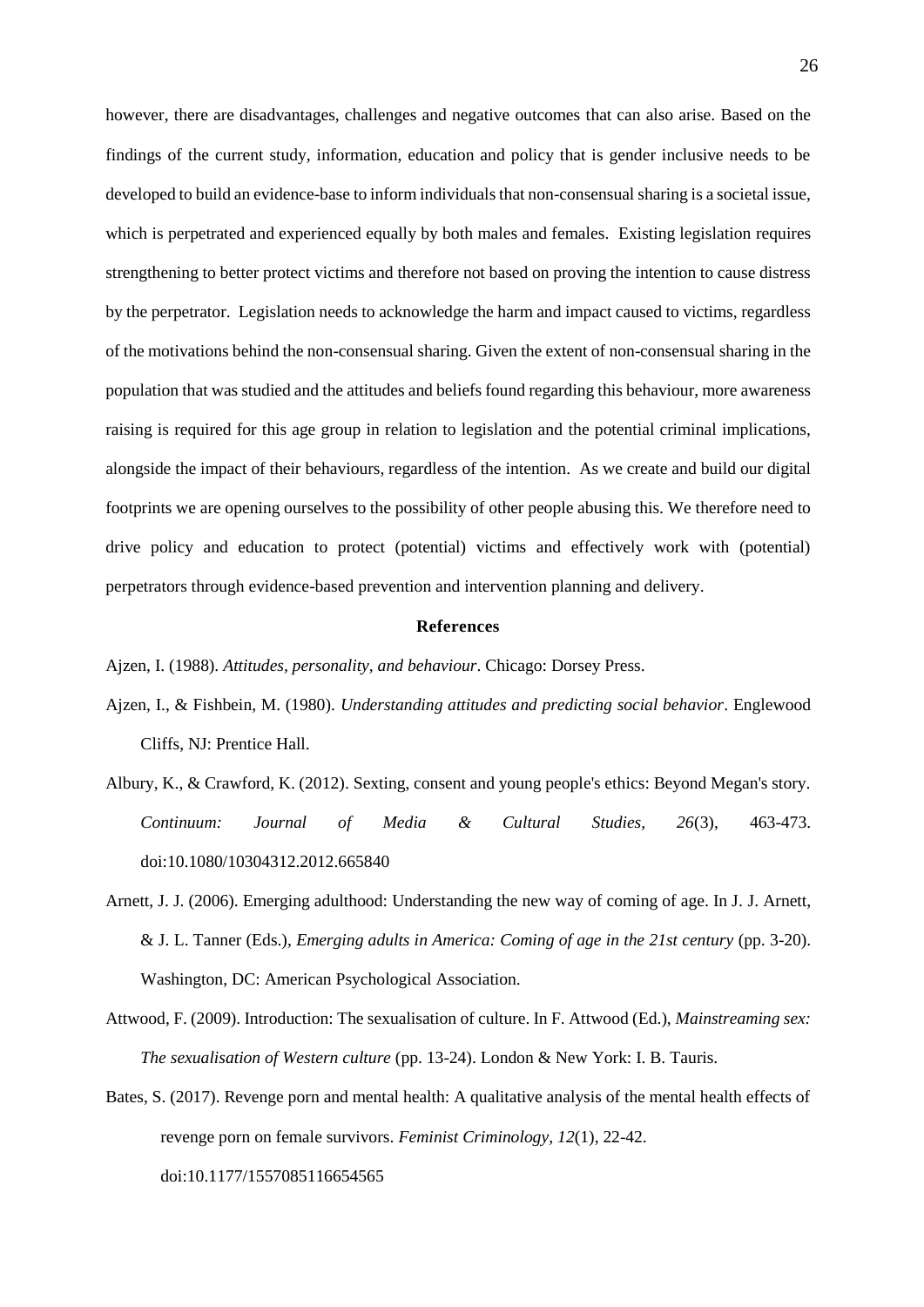however, there are disadvantages, challenges and negative outcomes that can also arise. Based on the findings of the current study, information, education and policy that is gender inclusive needs to be developed to build an evidence-base to inform individuals that non-consensual sharing is a societal issue, which is perpetrated and experienced equally by both males and females. Existing legislation requires strengthening to better protect victims and therefore not based on proving the intention to cause distress by the perpetrator. Legislation needs to acknowledge the harm and impact caused to victims, regardless of the motivations behind the non-consensual sharing. Given the extent of non-consensual sharing in the population that was studied and the attitudes and beliefs found regarding this behaviour, more awareness raising is required for this age group in relation to legislation and the potential criminal implications, alongside the impact of their behaviours, regardless of the intention. As we create and build our digital footprints we are opening ourselves to the possibility of other people abusing this. We therefore need to drive policy and education to protect (potential) victims and effectively work with (potential) perpetrators through evidence-based prevention and intervention planning and delivery.

## References

Ajzen, I. (1988). *Attitudes, personality, and behaviour*. Chicago: Dorsey Press.

Ajzen, I., & Fishbein, M. (1980). *Understanding attitudes and predicting social behavior*. Englewood Cliffs, NJ: Prentice Hall.

Albury, K., & Crawford, K. (2012). Sexting, consent and young people's ethics: Beyond Megan's story. *Continuum: Journal of Media & Cultural Studies, 26*(3), 463-473. doi:10.1080/10304312.2012.665840

Arnett, J. J. (2006). Emerging adulthood: Understanding the new way of coming of age. In J. J. Arnett, & J. L. Tanner (Eds.), *Emerging adults in America: Coming of age in the 21st century* (pp. 3-20). Washington, DC: American Psychological Association.

Attwood, F. (2009). Introduction: The sexualisation of culture. In F. Attwood (Ed.), *Mainstreaming sex: The sexualisation of Western culture* (pp. 13-24). London & New York: I. B. Tauris.

Bates, S. (2017). Revenge porn and mental health: A qualitative analysis of the mental health effects of revenge porn on female survivors. *Feminist Criminology, 12*(1), 22-42. doi:10.1177/1557085116654565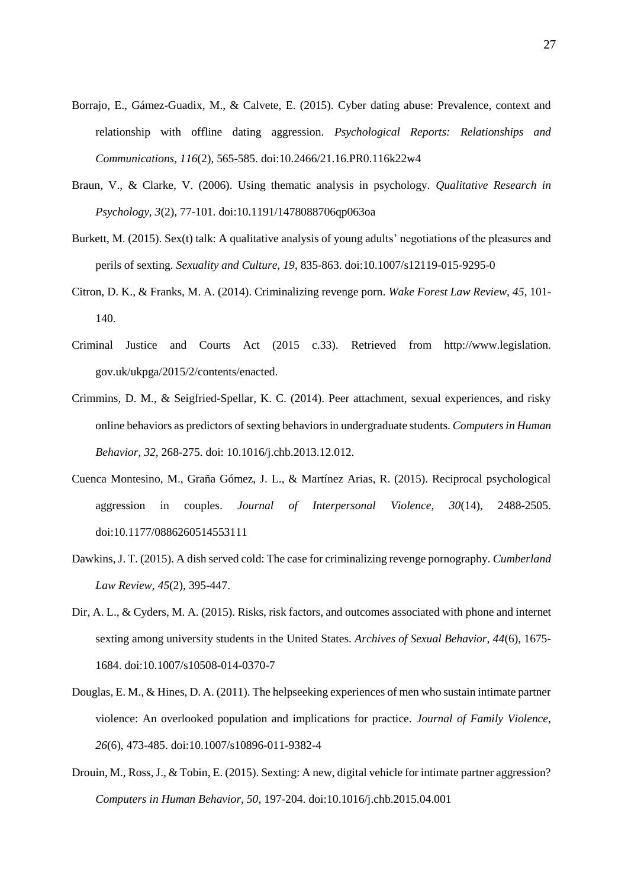Borrajo, E., Gámez-Guadix, M., & Calvete, E. (2015). Cyber dating abuse: Prevalence, context and relationship with offline dating aggression. *Psychological Reports: Relationships and Communications, 116*(2), 565-585. doi:10.2466/21.16.PR0.116k22w4

Braun, V., & Clarke, V. (2006). Using thematic analysis in psychology. *Qualitative Research in Psychology, 3*(2), 77-101. doi:10.1191/1478088706qp063oa

Burkett, M. (2015). Sex(t) talk: A qualitative analysis of young adults' negotiations of the pleasures and perils of sexting. *Sexuality and Culture, 19*, 835-863. doi:10.1007/s12119-015-9295-0

Citron, D. K., & Franks, M. A. (2014). Criminalizing revenge porn. *Wake Forest Law Review, 45*, 101-140.

Criminal Justice and Courts Act (2015 c.33). Retrieved from http://www.legislation.gov.uk/ukpga/2015/2/contents/enacted.

Crimmins, D. M., & Seigfried-Spellar, K. C. (2014). Peer attachment, sexual experiences, and risky online behaviors as predictors of sexting behaviors in undergraduate students. *Computers in Human Behavior, 32*, 268-275. doi: 10.1016/j.chb.2013.12.012.

Cuenca Montesino, M., Graña Gómez, J. L., & Martínez Arias, R. (2015). Reciprocal psychological aggression in couples. *Journal of Interpersonal Violence, 30*(14), 2488-2505. doi:10.1177/0886260514553111

Dawkins, J. T. (2015). A dish served cold: The case for criminalizing revenge pornography. *Cumberland Law Review, 45*(2), 395-447.

Dir, A. L., & Cyders, M. A. (2015). Risks, risk factors, and outcomes associated with phone and internet sexting among university students in the United States. *Archives of Sexual Behavior, 44*(6), 1675-1684. doi:10.1007/s10508-014-0370-7

Douglas, E. M., & Hines, D. A. (2011). The helpseeking experiences of men who sustain intimate partner violence: An overlooked population and implications for practice. *Journal of Family Violence, 26*(6), 473-485. doi:10.1007/s10896-011-9382-4

Drouin, M., Ross, J., & Tobin, E. (2015). Sexting: A new, digital vehicle for intimate partner aggression? *Computers in Human Behavior, 50*, 197-204. doi:10.1016/j.chb.2015.04.001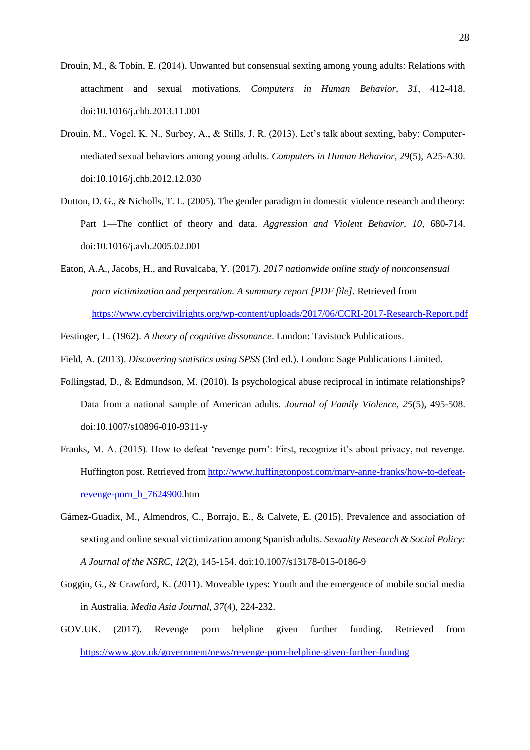Drouin, M., & Tobin, E. (2014). Unwanted but consensual sexting among young adults: Relations with attachment and sexual motivations. *Computers in Human Behavior, 31*, 412-418. doi:10.1016/j.chb.2013.11.001

Drouin, M., Vogel, K. N., Surbey, A., & Stills, J. R. (2013). Let's talk about sexting, baby: Computer-mediated sexual behaviors among young adults. *Computers in Human Behavior, 29*(5), A25-A30. doi:10.1016/j.chb.2012.12.030

Dutton, D. G., & Nicholls, T. L. (2005). The gender paradigm in domestic violence research and theory: Part 1—The conflict of theory and data. *Aggression and Violent Behavior, 10*, 680-714. doi:10.1016/j.avb.2005.02.001

Eaton, A.A., Jacobs, H., and Ruvalcaba, Y. (2017). *2017 nationwide online study of nonconsensual porn victimization and perpetration. A summary report [PDF file]*. Retrieved from https://www.cybercivilrights.org/wp-content/uploads/2017/06/CCRI-2017-Research-Report.pdf

Festinger, L. (1962). *A theory of cognitive dissonance*. London: Tavistock Publications.

Field, A. (2013). *Discovering statistics using SPSS* (3rd ed.). London: Sage Publications Limited.

Follingstad, D., & Edmundson, M. (2010). Is psychological abuse reciprocal in intimate relationships? Data from a national sample of American adults. *Journal of Family Violence, 25*(5), 495-508. doi:10.1007/s10896-010-9311-y

Franks, M. A. (2015). How to defeat 'revenge porn': First, recognize it's about privacy, not revenge. Huffington post. Retrieved from http://www.huffingtonpost.com/mary-anne-franks/how-to-defeat-revenge-porn_b_7624900.htm

Gámez-Guadix, M., Almendros, C., Borrajo, E., & Calvete, E. (2015). Prevalence and association of sexting and online sexual victimization among Spanish adults. *Sexuality Research & Social Policy: A Journal of the NSRC, 12*(2), 145-154. doi:10.1007/s13178-015-0186-9

Goggin, G., & Crawford, K. (2011). Moveable types: Youth and the emergence of mobile social media in Australia. *Media Asia Journal, 37*(4), 224-232.

GOV.UK. (2017). Revenge porn helpline given further funding. Retrieved from https://www.gov.uk/government/news/revenge-porn-helpline-given-further-funding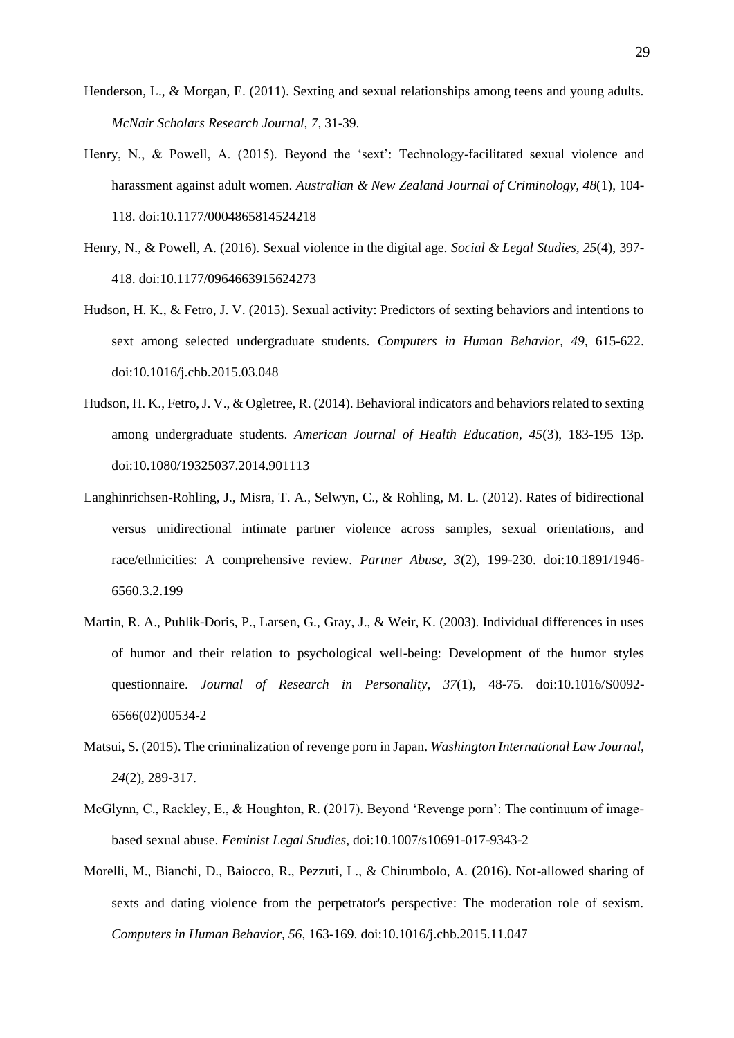Henderson, L., & Morgan, E. (2011). Sexting and sexual relationships among teens and young adults. *McNair Scholars Research Journal, 7*, 31-39.

Henry, N., & Powell, A. (2015). Beyond the 'sext': Technology-facilitated sexual violence and harassment against adult women. *Australian & New Zealand Journal of Criminology, 48*(1), 104-118. doi:10.1177/0004865814524218

Henry, N., & Powell, A. (2016). Sexual violence in the digital age. *Social & Legal Studies, 25*(4), 397-418. doi:10.1177/0964663915624273

Hudson, H. K., & Fetro, J. V. (2015). Sexual activity: Predictors of sexting behaviors and intentions to sext among selected undergraduate students. *Computers in Human Behavior, 49*, 615-622. doi:10.1016/j.chb.2015.03.048

Hudson, H. K., Fetro, J. V., & Ogletree, R. (2014). Behavioral indicators and behaviors related to sexting among undergraduate students. *American Journal of Health Education*, *45*(3), 183-195 13p. doi:10.1080/19325037.2014.901113

Langhinrichsen-Rohling, J., Misra, T. A., Selwyn, C., & Rohling, M. L. (2012). Rates of bidirectional versus unidirectional intimate partner violence across samples, sexual orientations, and race/ethnicities: A comprehensive review. *Partner Abuse, 3*(2), 199-230. doi:10.1891/1946-6560.3.2.199

Martin, R. A., Puhlik-Doris, P., Larsen, G., Gray, J., & Weir, K. (2003). Individual differences in uses of humor and their relation to psychological well-being: Development of the humor styles questionnaire. *Journal of Research in Personality, 37*(1), 48-75. doi:10.1016/S0092-6566(02)00534-2

Matsui, S. (2015). The criminalization of revenge porn in Japan. *Washington International Law Journal, 24*(2), 289-317.

McGlynn, C., Rackley, E., & Houghton, R. (2017). Beyond 'Revenge porn': The continuum of image-based sexual abuse. *Feminist Legal Studies*, doi:10.1007/s10691-017-9343-2

Morelli, M., Bianchi, D., Baiocco, R., Pezzuti, L., & Chirumbolo, A. (2016). Not-allowed sharing of sexts and dating violence from the perpetrator's perspective: The moderation role of sexism. *Computers in Human Behavior, 56*, 163-169. doi:10.1016/j.chb.2015.11.047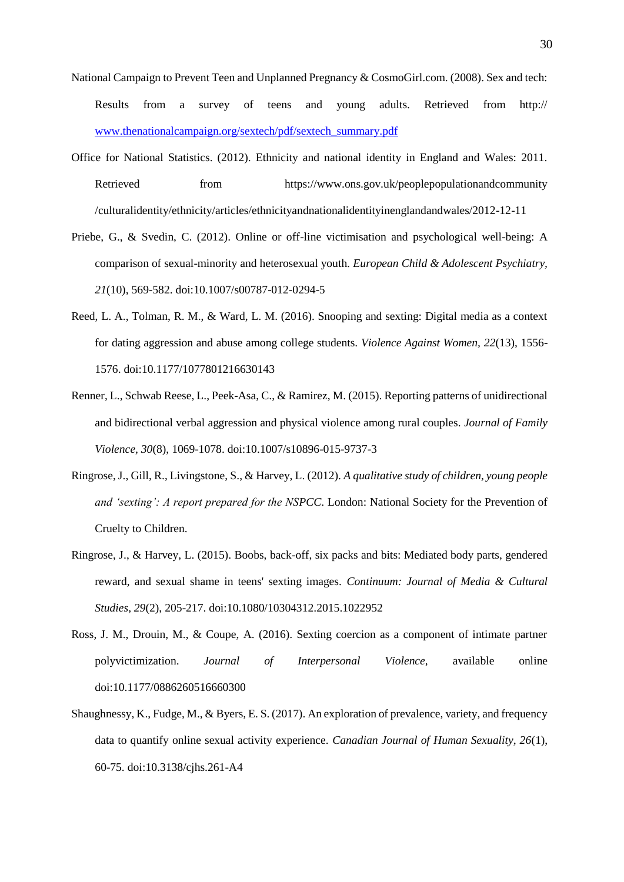National Campaign to Prevent Teen and Unplanned Pregnancy & CosmoGirl.com. (2008). Sex and tech: Results from a survey of teens and young adults. Retrieved from http:// www.thenationalcampaign.org/sextech/pdf/sextech_summary.pdf

Office for National Statistics. (2012). Ethnicity and national identity in England and Wales: 2011. Retrieved from https://www.ons.gov.uk/peoplepopulationandcommunity /culturalidentity/ethnicity/articles/ethnicityandnationalidentityinenglandandwales/2012-12-11

Priebe, G., & Svedin, C. (2012). Online or off-line victimisation and psychological well-being: A comparison of sexual-minority and heterosexual youth. *European Child & Adolescent Psychiatry, 21*(10), 569-582. doi:10.1007/s00787-012-0294-5

Reed, L. A., Tolman, R. M., & Ward, L. M. (2016). Snooping and sexting: Digital media as a context for dating aggression and abuse among college students. *Violence Against Women, 22*(13), 1556-1576. doi:10.1177/1077801216630143

Renner, L., Schwab Reese, L., Peek-Asa, C., & Ramirez, M. (2015). Reporting patterns of unidirectional and bidirectional verbal aggression and physical violence among rural couples. *Journal of Family Violence, 30*(8), 1069-1078. doi:10.1007/s10896-015-9737-3

Ringrose, J., Gill, R., Livingstone, S., & Harvey, L. (2012). *A qualitative study of children, young people and 'sexting': A report prepared for the NSPCC*. London: National Society for the Prevention of Cruelty to Children.

Ringrose, J., & Harvey, L. (2015). Boobs, back-off, six packs and bits: Mediated body parts, gendered reward, and sexual shame in teens' sexting images. *Continuum: Journal of Media & Cultural Studies, 29*(2), 205-217. doi:10.1080/10304312.2015.1022952

Ross, J. M., Drouin, M., & Coupe, A. (2016). Sexting coercion as a component of intimate partner polyvictimization. *Journal of Interpersonal Violence*, available online doi:10.1177/0886260516660300

Shaughnessy, K., Fudge, M., & Byers, E. S. (2017). An exploration of prevalence, variety, and frequency data to quantify online sexual activity experience. *Canadian Journal of Human Sexuality, 26*(1), 60-75. doi:10.3138/cjhs.261-A4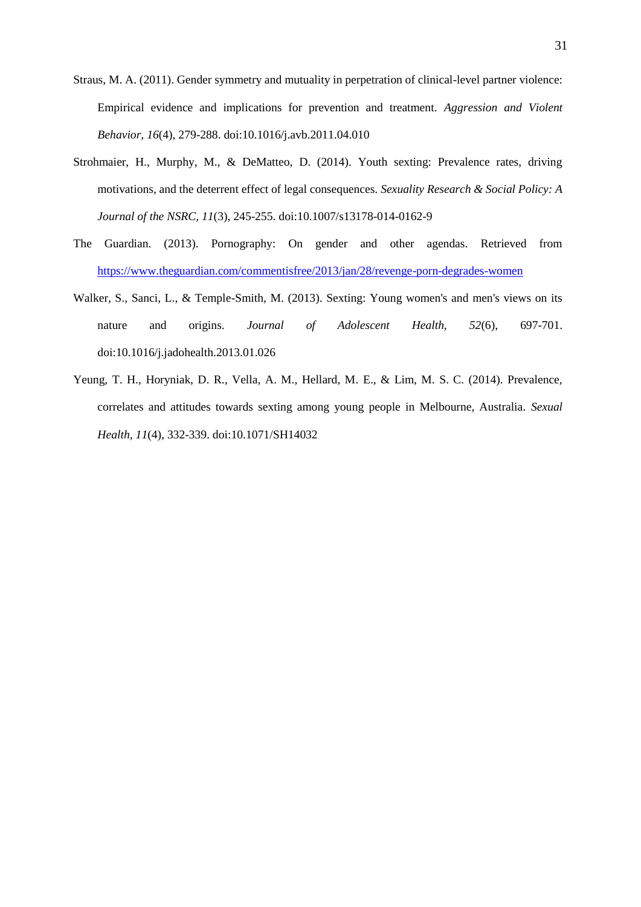Straus, M. A. (2011). Gender symmetry and mutuality in perpetration of clinical-level partner violence: Empirical evidence and implications for prevention and treatment. *Aggression and Violent Behavior, 16*(4), 279-288. doi:10.1016/j.avb.2011.04.010

Strohmaier, H., Murphy, M., & DeMatteo, D. (2014). Youth sexting: Prevalence rates, driving motivations, and the deterrent effect of legal consequences. *Sexuality Research & Social Policy: A Journal of the NSRC, 11*(3), 245-255. doi:10.1007/s13178-014-0162-9

The Guardian. (2013). Pornography: On gender and other agendas. Retrieved from https://www.theguardian.com/commentisfree/2013/jan/28/revenge-porn-degrades-women

Walker, S., Sanci, L., & Temple-Smith, M. (2013). Sexting: Young women's and men's views on its nature and origins. *Journal of Adolescent Health, 52*(6), 697-701. doi:10.1016/j.jadohealth.2013.01.026

Yeung, T. H., Horyniak, D. R., Vella, A. M., Hellard, M. E., & Lim, M. S. C. (2014). Prevalence, correlates and attitudes towards sexting among young people in Melbourne, Australia. *Sexual Health, 11*(4), 332-339. doi:10.1071/SH14032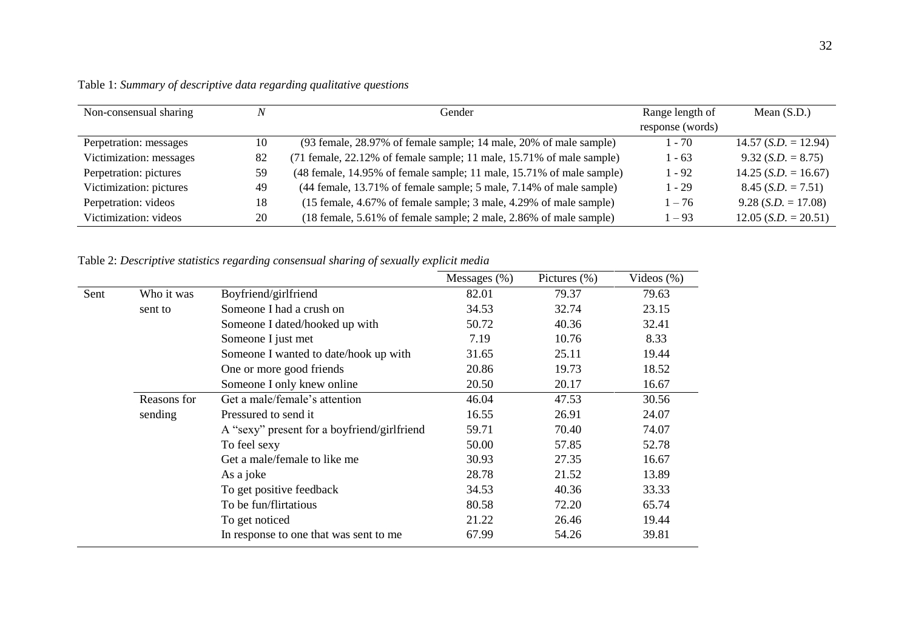Table 1: *Summary of descriptive data regarding qualitative questions*

| Non-consensual sharing | *N* | Gender | Range length of response (words) | Mean (S.D.) |
|---|---|---|---|---|
| Perpetration: messages | 10 | (93 female, 28.97% of female sample; 14 male, 20% of male sample) | 1 - 70 | 14.57 (*S.D.* = 12.94) |
| Victimization: messages | 82 | (71 female, 22.12% of female sample; 11 male, 15.71% of male sample) | 1 - 63 | 9.32 (*S.D.* = 8.75) |
| Perpetration: pictures | 59 | (48 female, 14.95% of female sample; 11 male, 15.71% of male sample) | 1 - 92 | 14.25 (*S.D.* = 16.67) |
| Victimization: pictures | 49 | (44 female, 13.71% of female sample; 5 male, 7.14% of male sample) | 1 - 29 | 8.45 (*S.D.* = 7.51) |
| Perpetration: videos | 18 | (15 female, 4.67% of female sample; 3 male, 4.29% of male sample) | 1 – 76 | 9.28 (*S.D.* = 17.08) |
| Victimization: videos | 20 | (18 female, 5.61% of female sample; 2 male, 2.86% of male sample) | 1 – 93 | 12.05 (*S.D.* = 20.51) |

Table 2: *Descriptive statistics regarding consensual sharing of sexually explicit media*

| | | | Messages (%) | Pictures (%) | Videos (%) |
|---|---|---|---|---|---|
| Sent | Who it was sent to | Boyfriend/girlfriend | 82.01 | 79.37 | 79.63 |
| | | Someone I had a crush on | 34.53 | 32.74 | 23.15 |
| | | Someone I dated/hooked up with | 50.72 | 40.36 | 32.41 |
| | | Someone I just met | 7.19 | 10.76 | 8.33 |
| | | Someone I wanted to date/hook up with | 31.65 | 25.11 | 19.44 |
| | | One or more good friends | 20.86 | 19.73 | 18.52 |
| | | Someone I only knew online | 20.50 | 20.17 | 16.67 |
| | Reasons for sending | Get a male/female's attention | 46.04 | 47.53 | 30.56 |
| | | Pressured to send it | 16.55 | 26.91 | 24.07 |
| | | A "sexy" present for a boyfriend/girlfriend | 59.71 | 70.40 | 74.07 |
| | | To feel sexy | 50.00 | 57.85 | 52.78 |
| | | Get a male/female to like me | 30.93 | 27.35 | 16.67 |
| | | As a joke | 28.78 | 21.52 | 13.89 |
| | | To get positive feedback | 34.53 | 40.36 | 33.33 |
| | | To be fun/flirtatious | 80.58 | 72.20 | 65.74 |
| | | To get noticed | 21.22 | 26.46 | 19.44 |
| | | In response to one that was sent to me | 67.99 | 54.26 | 39.81 |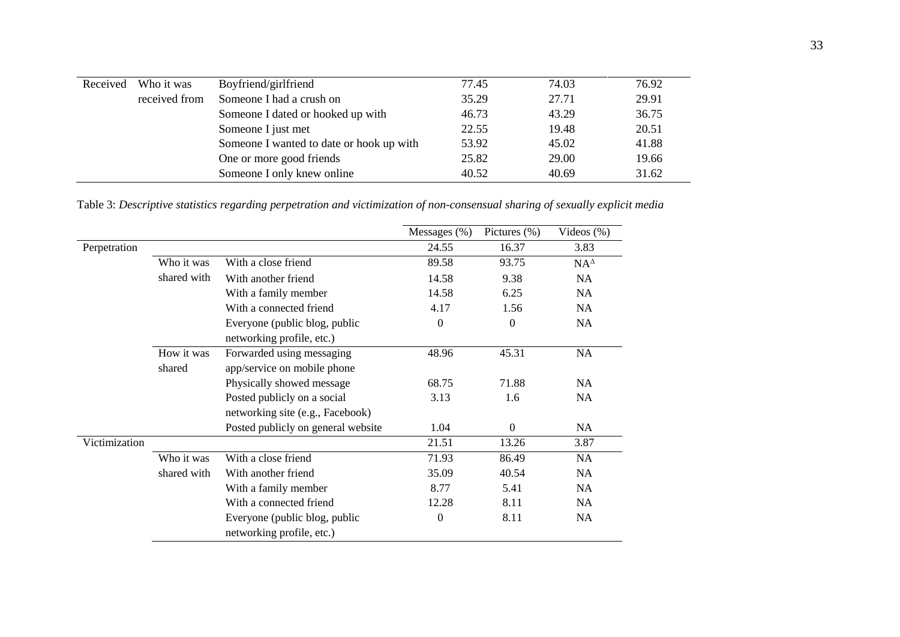| | | | | | |
|---|---|---|---|---|---|
| Received | Who it was received from | Boyfriend/girlfriend | 77.45 | 74.03 | 76.92 |
| | | Someone I had a crush on | 35.29 | 27.71 | 29.91 |
| | | Someone I dated or hooked up with | 46.73 | 43.29 | 36.75 |
| | | Someone I just met | 22.55 | 19.48 | 20.51 |
| | | Someone I wanted to date or hook up with | 53.92 | 45.02 | 41.88 |
| | | One or more good friends | 25.82 | 29.00 | 19.66 |
| | | Someone I only knew online | 40.52 | 40.69 | 31.62 |

Table 3: *Descriptive statistics regarding perpetration and victimization of non-consensual sharing of sexually explicit media*

| | | | Messages (%) | Pictures (%) | Videos (%) |
|---|---|---|---|---|---|
| Perpetration | | | 24.55 | 16.37 | 3.83 |
| | Who it was shared with | With a close friend | 89.58 | 93.75 | NA[Δ] |
| | | With another friend | 14.58 | 9.38 | NA |
| | | With a family member | 14.58 | 6.25 | NA |
| | | With a connected friend | 4.17 | 1.56 | NA |
| | | Everyone (public blog, public networking profile, etc.) | 0 | 0 | NA |
| | How it was shared | Forwarded using messaging app/service on mobile phone | 48.96 | 45.31 | NA |
| | | Physically showed message | 68.75 | 71.88 | NA |
| | | Posted publicly on a social networking site (e.g., Facebook) | 3.13 | 1.6 | NA |
| | | Posted publicly on general website | 1.04 | 0 | NA |
| Victimization | | | 21.51 | 13.26 | 3.87 |
| | Who it was shared with | With a close friend | 71.93 | 86.49 | NA |
| | | With another friend | 35.09 | 40.54 | NA |
| | | With a family member | 8.77 | 5.41 | NA |
| | | With a connected friend | 12.28 | 8.11 | NA |
| | | Everyone (public blog, public networking profile, etc.) | 0 | 8.11 | NA |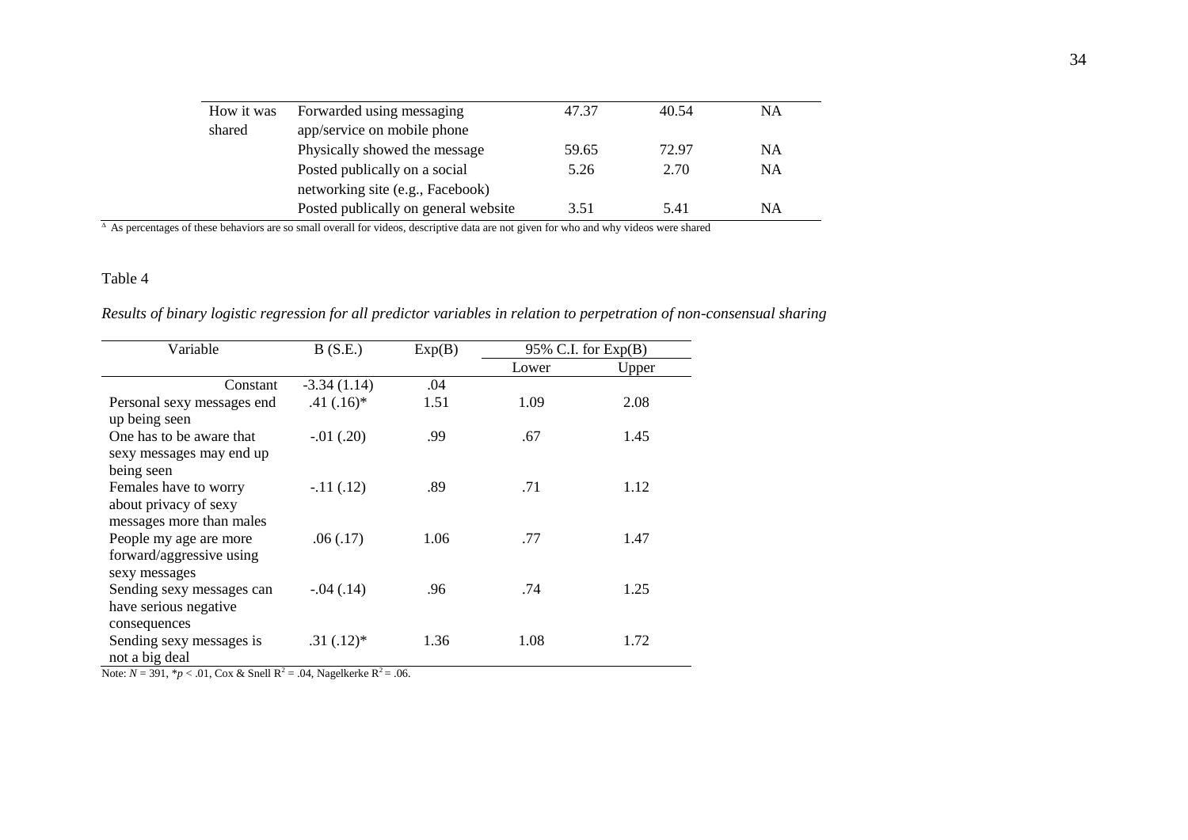| | | | | |
|---|---|---|---|---|
| How it was shared | Forwarded using messaging app/service on mobile phone | 47.37 | 40.54 | NA |
| | Physically showed the message | 59.65 | 72.97 | NA |
| | Posted publically on a social networking site (e.g., Facebook) | 5.26 | 2.70 | NA |
| | Posted publically on general website | 3.51 | 5.41 | NA |

[Δ] As percentages of these behaviors are so small overall for videos, descriptive data are not given for who and why videos were shared

Table 4

*Results of binary logistic regression for all predictor variables in relation to perpetration of non-consensual sharing*

| Variable | B (S.E.) | Exp(B) | 95% C.I. for Exp(B) | |
|---|---|---|---|---|
| | | | Lower | Upper |
| Constant | -3.34 (1.14) | .04 | | |
| Personal sexy messages end up being seen | .41 (.16)* | 1.51 | 1.09 | 2.08 |
| One has to be aware that sexy messages may end up being seen | -.01 (.20) | .99 | .67 | 1.45 |
| Females have to worry about privacy of sexy messages more than males | -.11 (.12) | .89 | .71 | 1.12 |
| People my age are more forward/aggressive using sexy messages | .06 (.17) | 1.06 | .77 | 1.47 |
| Sending sexy messages can have serious negative consequences | -.04 (.14) | .96 | .74 | 1.25 |
| Sending sexy messages is not a big deal | .31 (.12)* | 1.36 | 1.08 | 1.72 |

Note: $N = 391$, $*p < .01$, Cox & Snell $R^2 = .04$, Nagelkerke $R^2 = .06$.